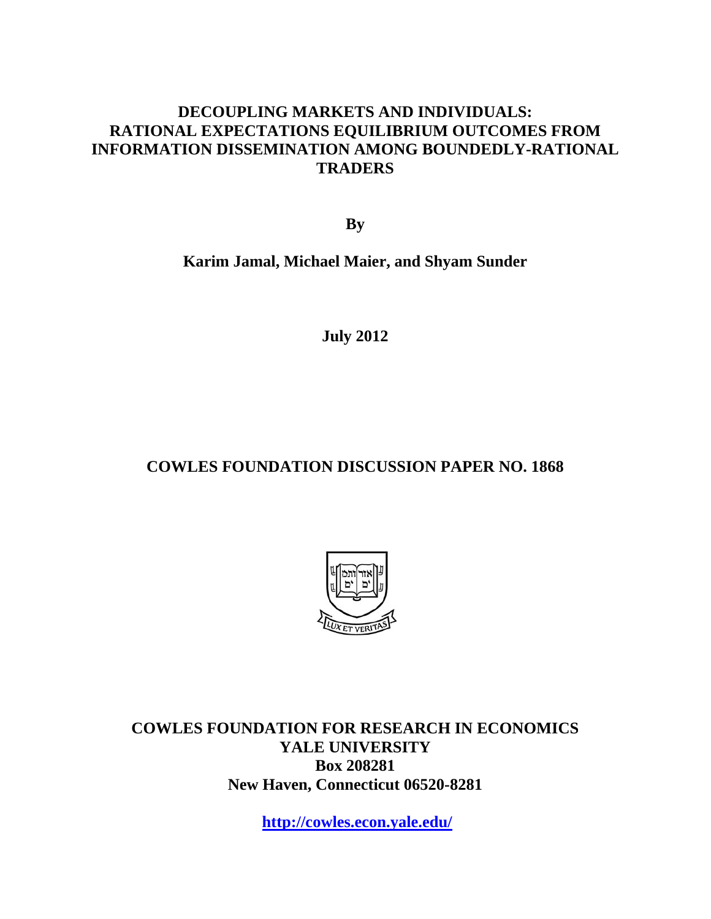# DECOUPLING MARKETS AND INDIVIDUALS: RATIONAL EXPECTATIONS EQUILIBRIUM OUTCOMES FROM INFORMATION DISSEMINATION AMONG BOUNDEDLY-RATIONAL TRADERS

**By**

**Karim Jamal, Michael Maier, and Shyam Sunder**

**July 2012**

**COWLES FOUNDATION DISCUSSION PAPER NO. 1868**

**COWLES FOUNDATION FOR RESEARCH IN ECONOMICS**
**YALE UNIVERSITY**
**Box 208281**
**New Haven, Connecticut 06520-8281**

**http://cowles.econ.yale.edu/**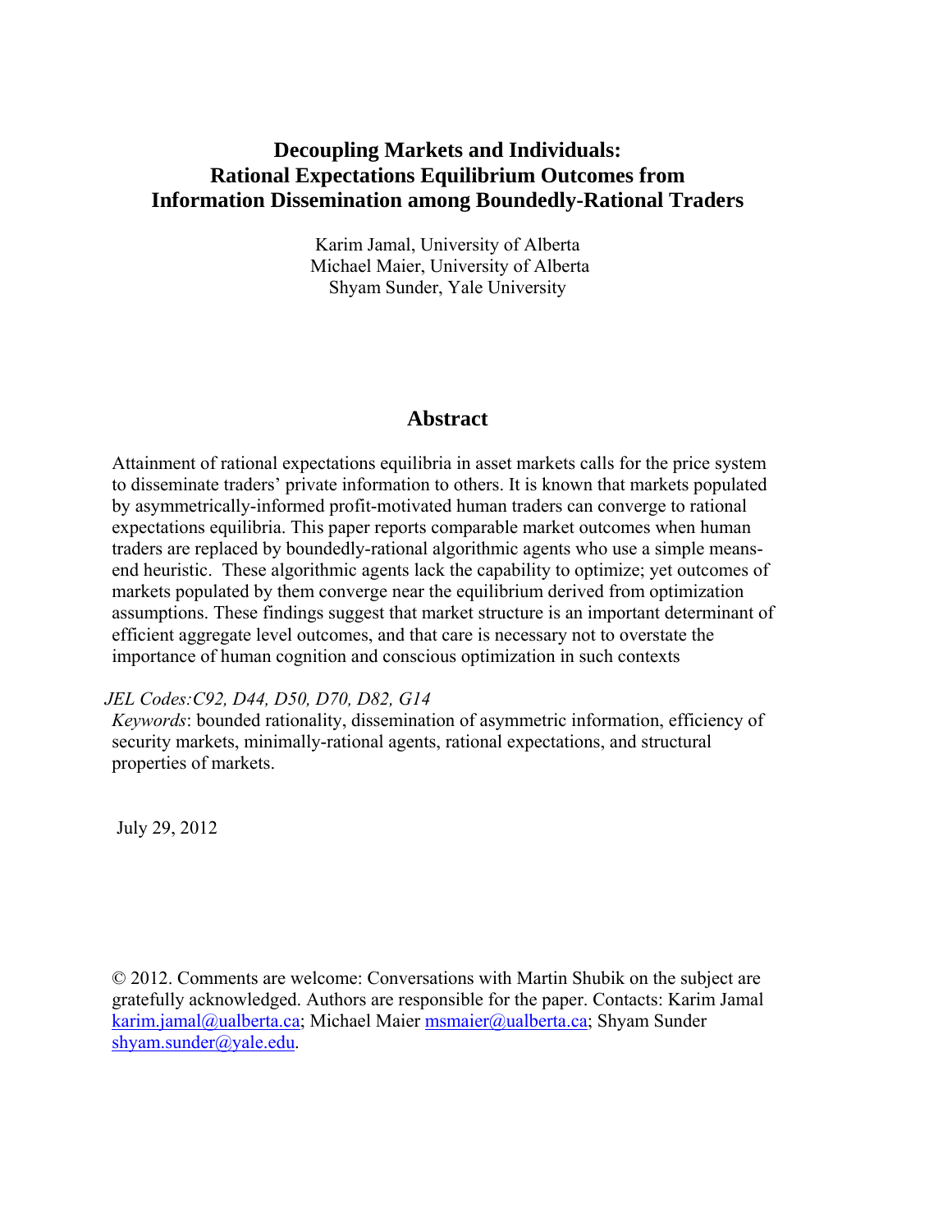# Decoupling Markets and Individuals: Rational Expectations Equilibrium Outcomes from Information Dissemination among Boundedly-Rational Traders

Karim Jamal, University of Alberta
Michael Maier, University of Alberta
Shyam Sunder, Yale University

## Abstract

Attainment of rational expectations equilibria in asset markets calls for the price system to disseminate traders' private information to others. It is known that markets populated by asymmetrically-informed profit-motivated human traders can converge to rational expectations equilibria. This paper reports comparable market outcomes when human traders are replaced by boundedly-rational algorithmic agents who use a simple means-end heuristic. These algorithmic agents lack the capability to optimize; yet outcomes of markets populated by them converge near the equilibrium derived from optimization assumptions. These findings suggest that market structure is an important determinant of efficient aggregate level outcomes, and that care is necessary not to overstate the importance of human cognition and conscious optimization in such contexts

*JEL Codes:C92, D44, D50, D70, D82, G14*
*Keywords*: bounded rationality, dissemination of asymmetric information, efficiency of security markets, minimally-rational agents, rational expectations, and structural properties of markets.

July 29, 2012

© 2012. Comments are welcome: Conversations with Martin Shubik on the subject are gratefully acknowledged. Authors are responsible for the paper. Contacts: Karim Jamal karim.jamal@ualberta.ca; Michael Maier msmaier@ualberta.ca; Shyam Sunder shyam.sunder@yale.edu.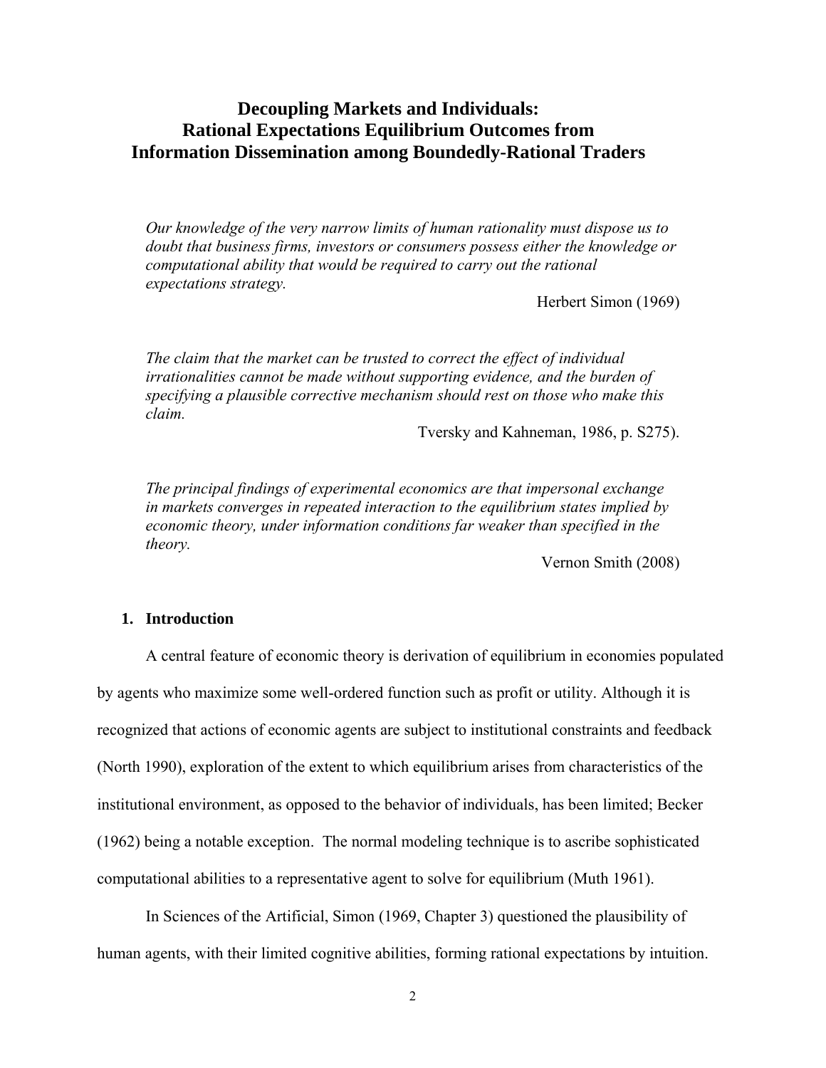# Decoupling Markets and Individuals: Rational Expectations Equilibrium Outcomes from Information Dissemination among Boundedly-Rational Traders

> *Our knowledge of the very narrow limits of human rationality must dispose us to doubt that business firms, investors or consumers possess either the knowledge or computational ability that would be required to carry out the rational expectations strategy.*
>
> Herbert Simon (1969)

> *The claim that the market can be trusted to correct the effect of individual irrationalities cannot be made without supporting evidence, and the burden of specifying a plausible corrective mechanism should rest on those who make this claim.*
>
> Tversky and Kahneman, 1986, p. S275).

> *The principal findings of experimental economics are that impersonal exchange in markets converges in repeated interaction to the equilibrium states implied by economic theory, under information conditions far weaker than specified in the theory.*
>
> Vernon Smith (2008)

## 1. Introduction

A central feature of economic theory is derivation of equilibrium in economies populated by agents who maximize some well-ordered function such as profit or utility. Although it is recognized that actions of economic agents are subject to institutional constraints and feedback (North 1990), exploration of the extent to which equilibrium arises from characteristics of the institutional environment, as opposed to the behavior of individuals, has been limited; Becker (1962) being a notable exception. The normal modeling technique is to ascribe sophisticated computational abilities to a representative agent to solve for equilibrium (Muth 1961).

In Sciences of the Artificial, Simon (1969, Chapter 3) questioned the plausibility of human agents, with their limited cognitive abilities, forming rational expectations by intuition.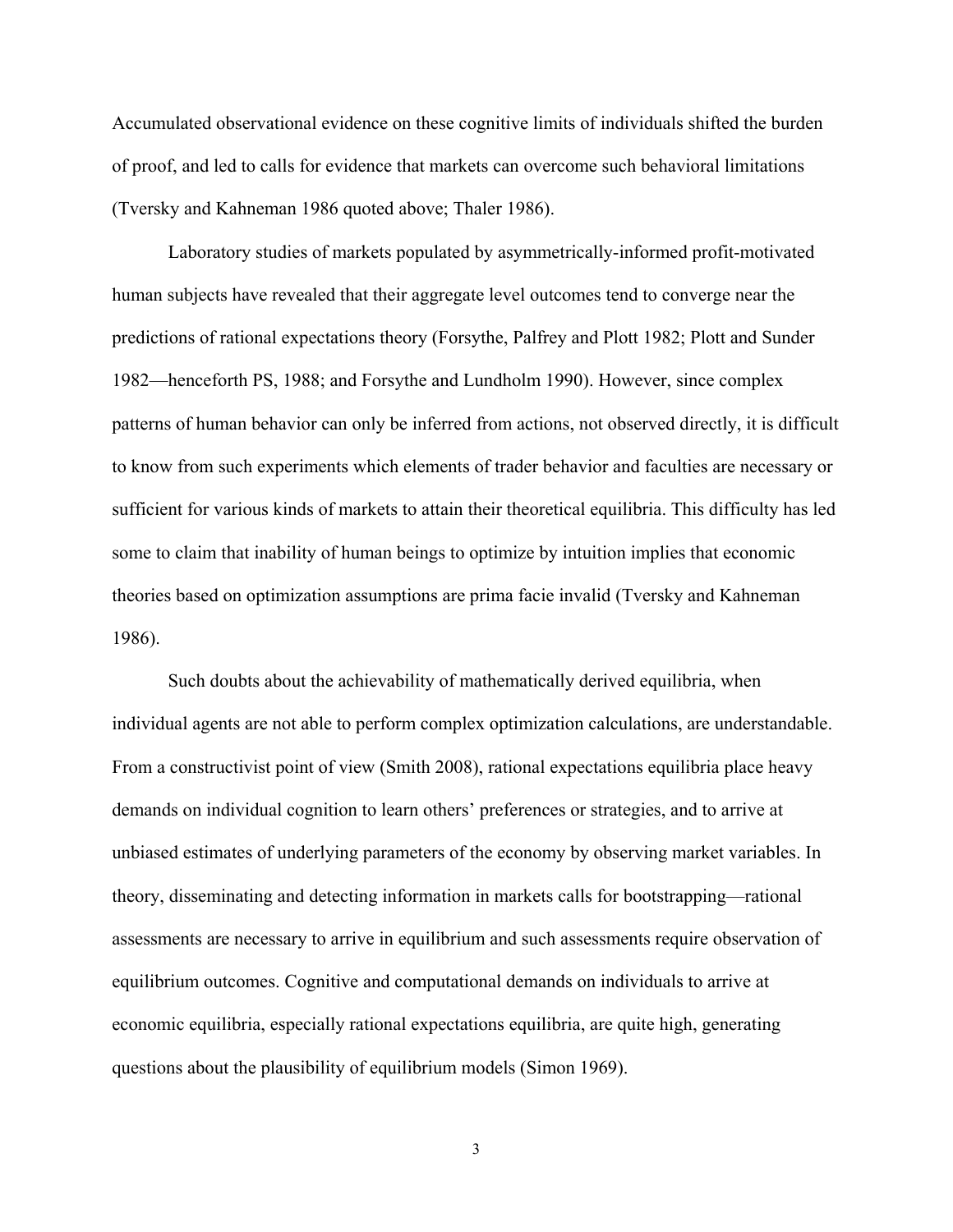Accumulated observational evidence on these cognitive limits of individuals shifted the burden of proof, and led to calls for evidence that markets can overcome such behavioral limitations (Tversky and Kahneman 1986 quoted above; Thaler 1986).

Laboratory studies of markets populated by asymmetrically-informed profit-motivated human subjects have revealed that their aggregate level outcomes tend to converge near the predictions of rational expectations theory (Forsythe, Palfrey and Plott 1982; Plott and Sunder 1982—henceforth PS, 1988; and Forsythe and Lundholm 1990). However, since complex patterns of human behavior can only be inferred from actions, not observed directly, it is difficult to know from such experiments which elements of trader behavior and faculties are necessary or sufficient for various kinds of markets to attain their theoretical equilibria. This difficulty has led some to claim that inability of human beings to optimize by intuition implies that economic theories based on optimization assumptions are prima facie invalid (Tversky and Kahneman 1986).

Such doubts about the achievability of mathematically derived equilibria, when individual agents are not able to perform complex optimization calculations, are understandable. From a constructivist point of view (Smith 2008), rational expectations equilibria place heavy demands on individual cognition to learn others' preferences or strategies, and to arrive at unbiased estimates of underlying parameters of the economy by observing market variables. In theory, disseminating and detecting information in markets calls for bootstrapping—rational assessments are necessary to arrive in equilibrium and such assessments require observation of equilibrium outcomes. Cognitive and computational demands on individuals to arrive at economic equilibria, especially rational expectations equilibria, are quite high, generating questions about the plausibility of equilibrium models (Simon 1969).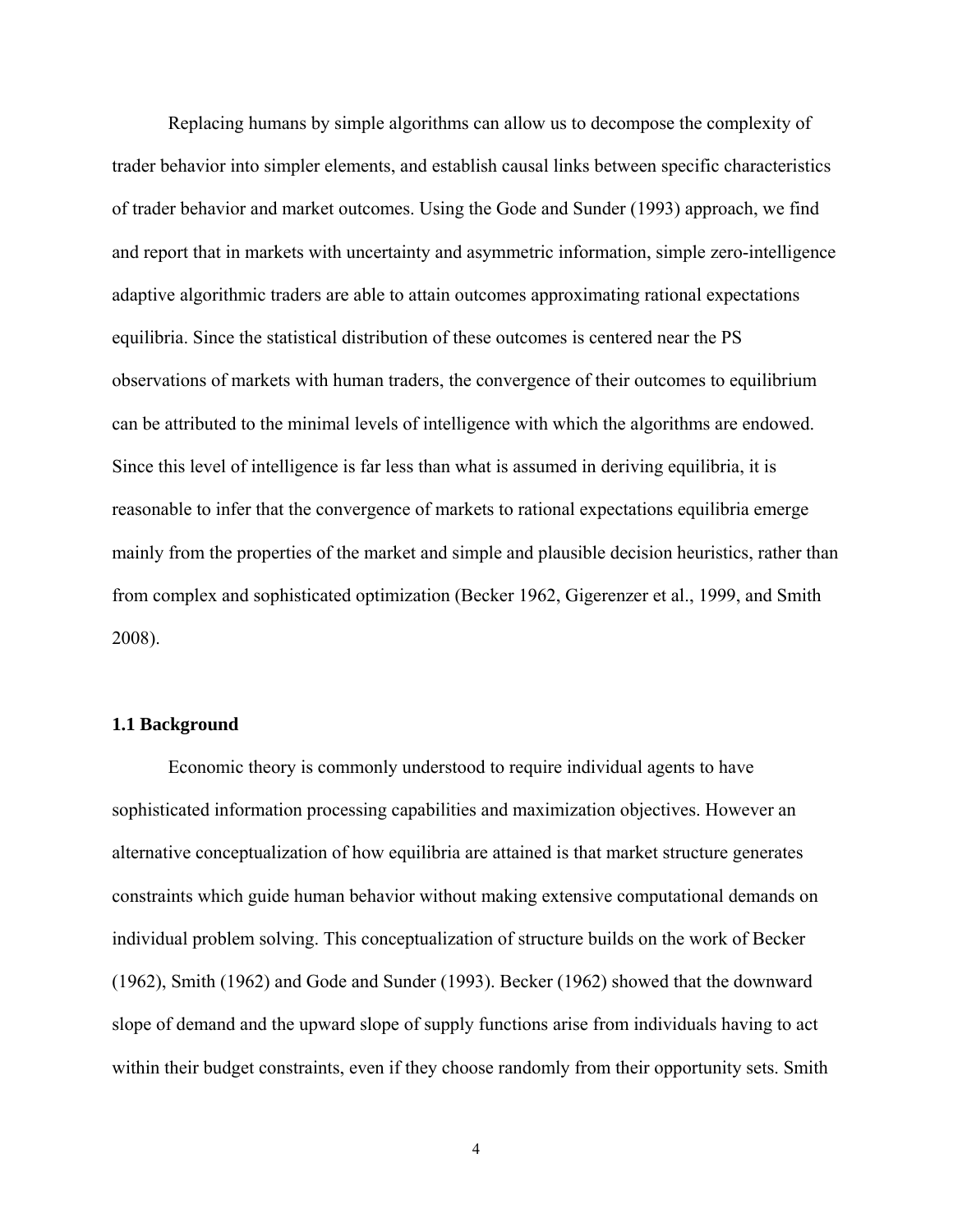Replacing humans by simple algorithms can allow us to decompose the complexity of trader behavior into simpler elements, and establish causal links between specific characteristics of trader behavior and market outcomes. Using the Gode and Sunder (1993) approach, we find and report that in markets with uncertainty and asymmetric information, simple zero-intelligence adaptive algorithmic traders are able to attain outcomes approximating rational expectations equilibria. Since the statistical distribution of these outcomes is centered near the PS observations of markets with human traders, the convergence of their outcomes to equilibrium can be attributed to the minimal levels of intelligence with which the algorithms are endowed. Since this level of intelligence is far less than what is assumed in deriving equilibria, it is reasonable to infer that the convergence of markets to rational expectations equilibria emerge mainly from the properties of the market and simple and plausible decision heuristics, rather than from complex and sophisticated optimization (Becker 1962, Gigerenzer et al., 1999, and Smith 2008).

### 1.1 Background

Economic theory is commonly understood to require individual agents to have sophisticated information processing capabilities and maximization objectives. However an alternative conceptualization of how equilibria are attained is that market structure generates constraints which guide human behavior without making extensive computational demands on individual problem solving. This conceptualization of structure builds on the work of Becker (1962), Smith (1962) and Gode and Sunder (1993). Becker (1962) showed that the downward slope of demand and the upward slope of supply functions arise from individuals having to act within their budget constraints, even if they choose randomly from their opportunity sets. Smith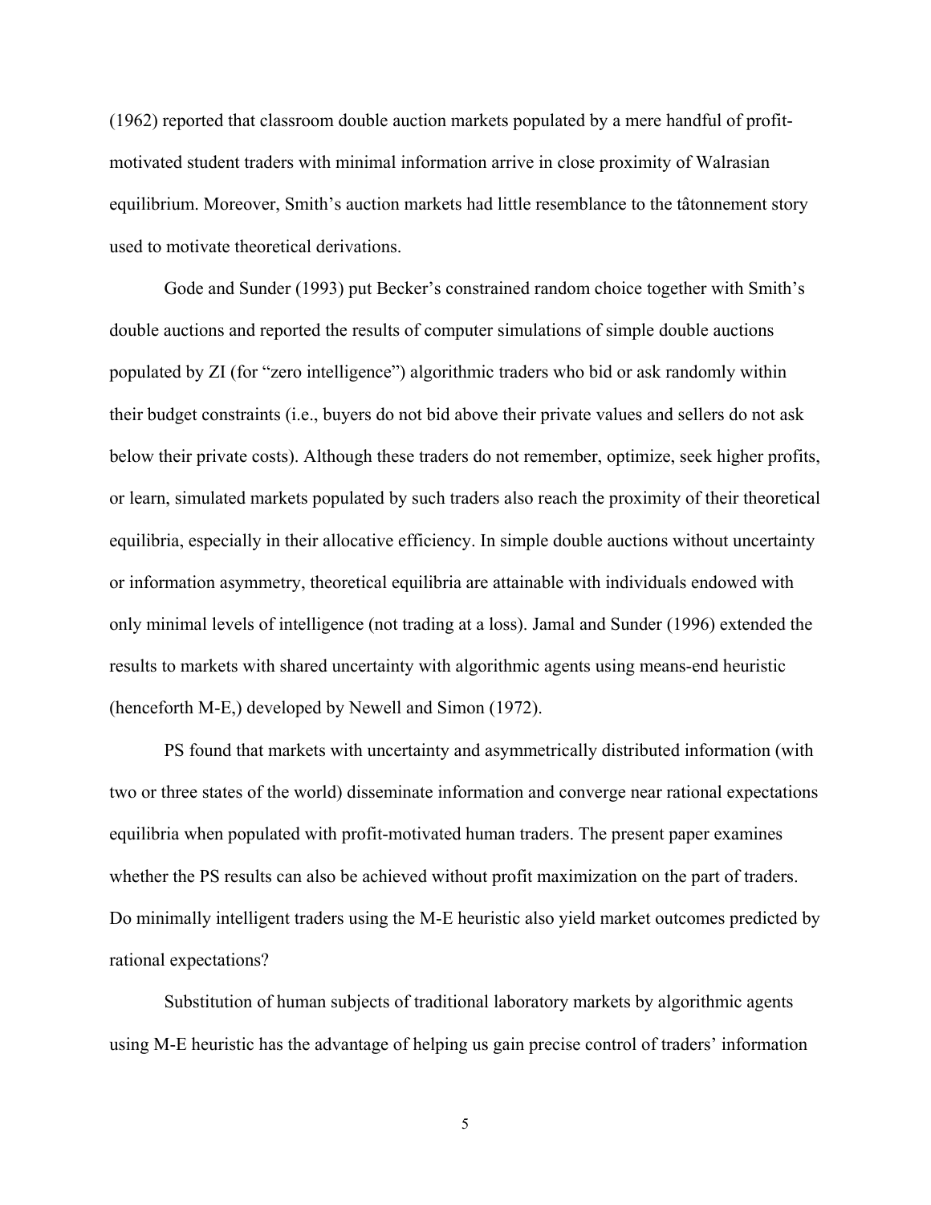(1962) reported that classroom double auction markets populated by a mere handful of profit-motivated student traders with minimal information arrive in close proximity of Walrasian equilibrium. Moreover, Smith's auction markets had little resemblance to the tâtonnement story used to motivate theoretical derivations.

Gode and Sunder (1993) put Becker's constrained random choice together with Smith's double auctions and reported the results of computer simulations of simple double auctions populated by ZI (for "zero intelligence") algorithmic traders who bid or ask randomly within their budget constraints (i.e., buyers do not bid above their private values and sellers do not ask below their private costs). Although these traders do not remember, optimize, seek higher profits, or learn, simulated markets populated by such traders also reach the proximity of their theoretical equilibria, especially in their allocative efficiency. In simple double auctions without uncertainty or information asymmetry, theoretical equilibria are attainable with individuals endowed with only minimal levels of intelligence (not trading at a loss). Jamal and Sunder (1996) extended the results to markets with shared uncertainty with algorithmic agents using means-end heuristic (henceforth M-E,) developed by Newell and Simon (1972).

PS found that markets with uncertainty and asymmetrically distributed information (with two or three states of the world) disseminate information and converge near rational expectations equilibria when populated with profit-motivated human traders. The present paper examines whether the PS results can also be achieved without profit maximization on the part of traders. Do minimally intelligent traders using the M-E heuristic also yield market outcomes predicted by rational expectations?

Substitution of human subjects of traditional laboratory markets by algorithmic agents using M-E heuristic has the advantage of helping us gain precise control of traders' information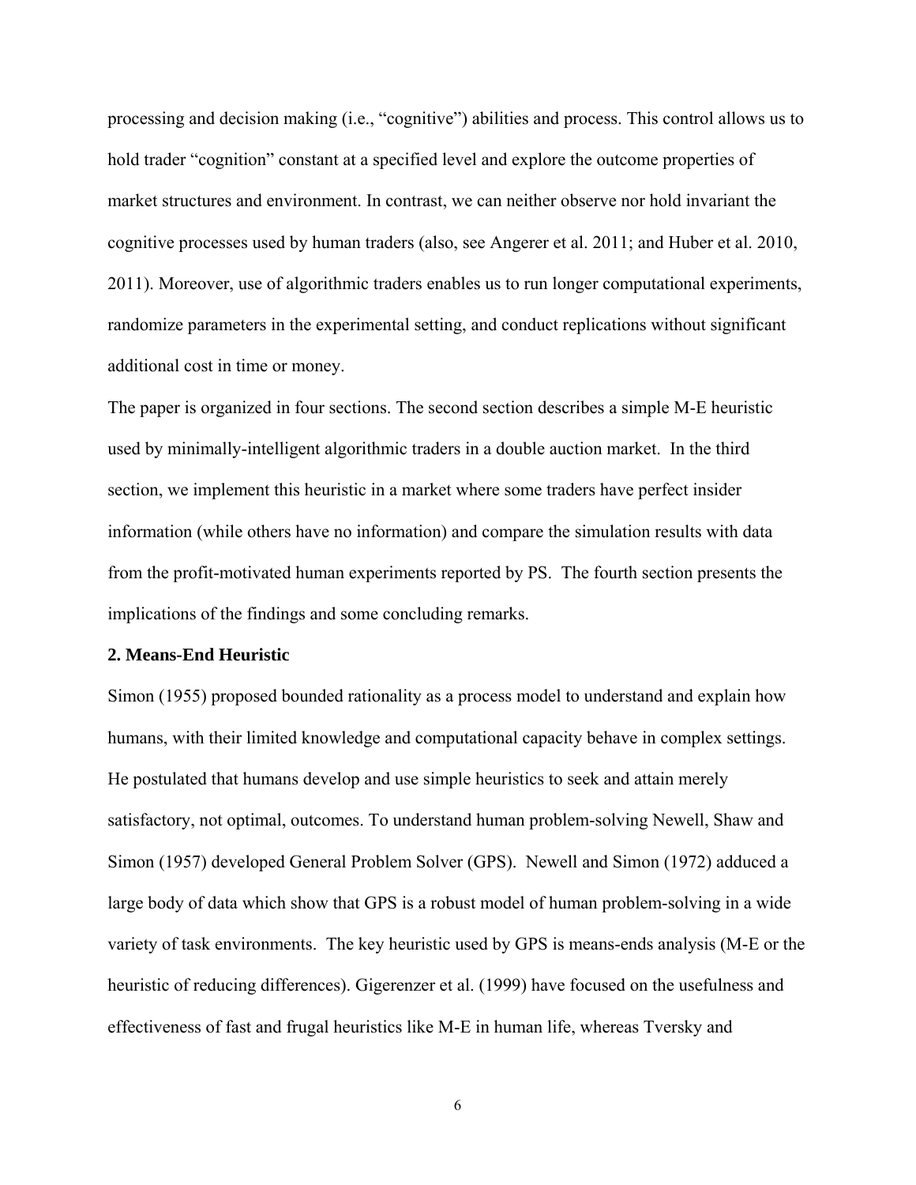processing and decision making (i.e., "cognitive") abilities and process. This control allows us to hold trader "cognition" constant at a specified level and explore the outcome properties of market structures and environment. In contrast, we can neither observe nor hold invariant the cognitive processes used by human traders (also, see Angerer et al. 2011; and Huber et al. 2010, 2011). Moreover, use of algorithmic traders enables us to run longer computational experiments, randomize parameters in the experimental setting, and conduct replications without significant additional cost in time or money.

The paper is organized in four sections. The second section describes a simple M-E heuristic used by minimally-intelligent algorithmic traders in a double auction market. In the third section, we implement this heuristic in a market where some traders have perfect insider information (while others have no information) and compare the simulation results with data from the profit-motivated human experiments reported by PS. The fourth section presents the implications of the findings and some concluding remarks.

## 2. Means-End Heuristic

Simon (1955) proposed bounded rationality as a process model to understand and explain how humans, with their limited knowledge and computational capacity behave in complex settings. He postulated that humans develop and use simple heuristics to seek and attain merely satisfactory, not optimal, outcomes. To understand human problem-solving Newell, Shaw and Simon (1957) developed General Problem Solver (GPS). Newell and Simon (1972) adduced a large body of data which show that GPS is a robust model of human problem-solving in a wide variety of task environments. The key heuristic used by GPS is means-ends analysis (M-E or the heuristic of reducing differences). Gigerenzer et al. (1999) have focused on the usefulness and effectiveness of fast and frugal heuristics like M-E in human life, whereas Tversky and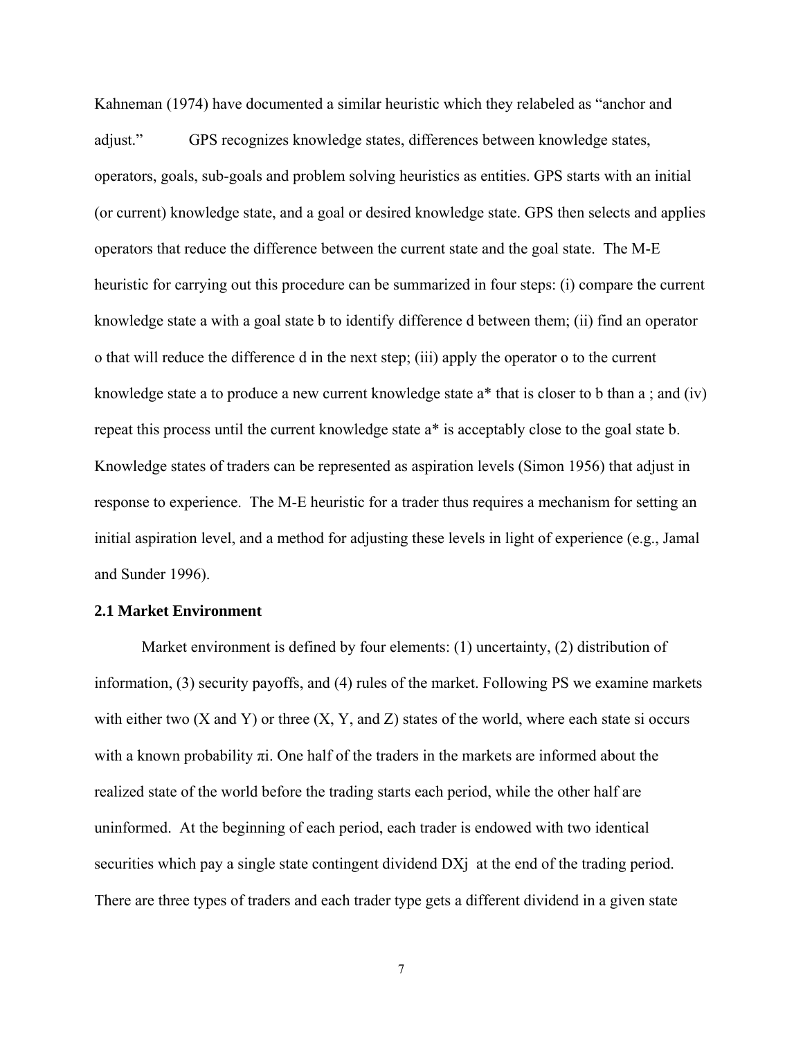Kahneman (1974) have documented a similar heuristic which they relabeled as "anchor and adjust." GPS recognizes knowledge states, differences between knowledge states, operators, goals, sub-goals and problem solving heuristics as entities. GPS starts with an initial (or current) knowledge state, and a goal or desired knowledge state. GPS then selects and applies operators that reduce the difference between the current state and the goal state. The M-E heuristic for carrying out this procedure can be summarized in four steps: (i) compare the current knowledge state a with a goal state b to identify difference d between them; (ii) find an operator o that will reduce the difference d in the next step; (iii) apply the operator o to the current knowledge state a to produce a new current knowledge state a* that is closer to b than a ; and (iv) repeat this process until the current knowledge state a* is acceptably close to the goal state b. Knowledge states of traders can be represented as aspiration levels (Simon 1956) that adjust in response to experience. The M-E heuristic for a trader thus requires a mechanism for setting an initial aspiration level, and a method for adjusting these levels in light of experience (e.g., Jamal and Sunder 1996).

**2.1 Market Environment**

Market environment is defined by four elements: (1) uncertainty, (2) distribution of information, (3) security payoffs, and (4) rules of the market. Following PS we examine markets with either two (X and Y) or three (X, Y, and Z) states of the world, where each state $s_i$ occurs with a known probability $\pi_i$. One half of the traders in the markets are informed about the realized state of the world before the trading starts each period, while the other half are uninformed. At the beginning of each period, each trader is endowed with two identical securities which pay a single state contingent dividend $D_{Xj}$ at the end of the trading period. There are three types of traders and each trader type gets a different dividend in a given state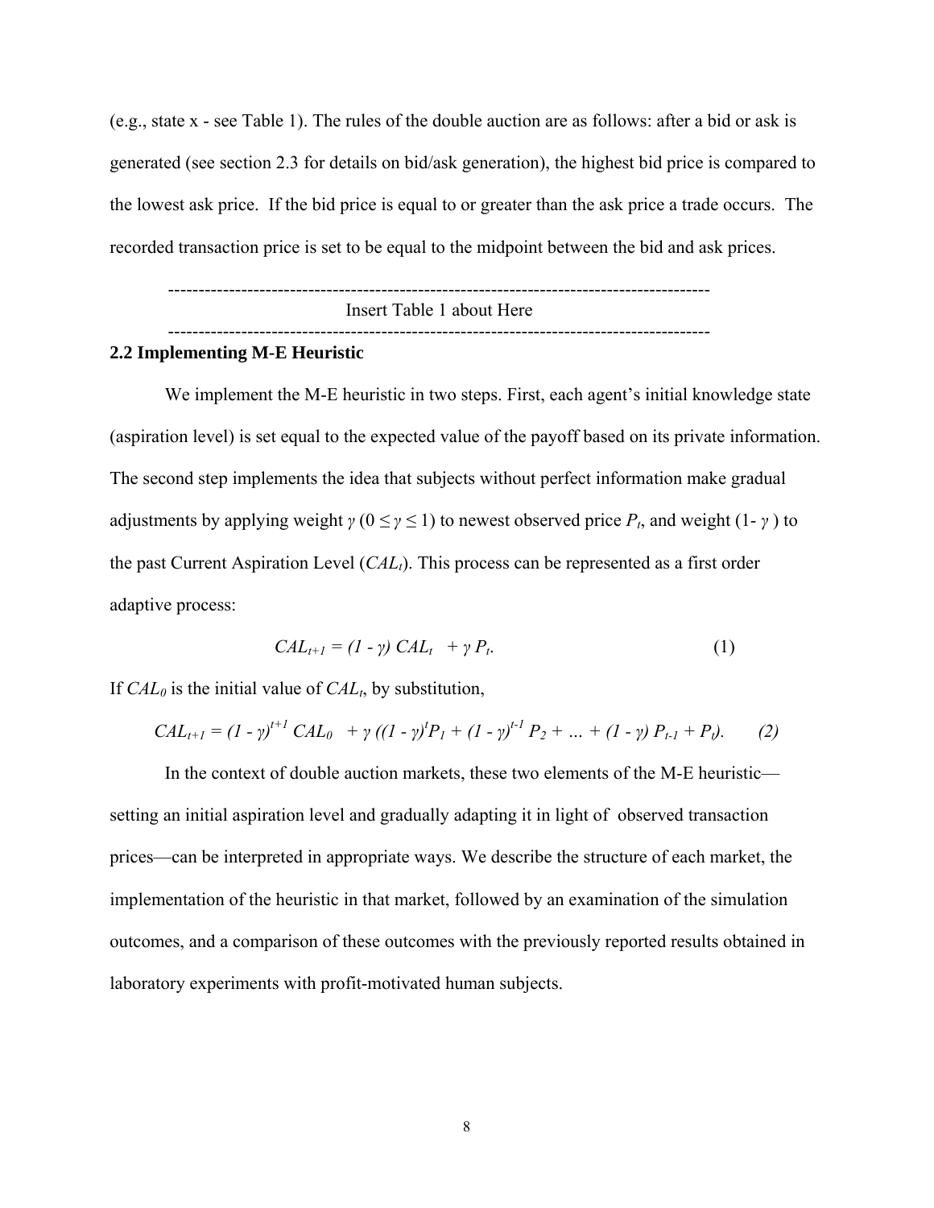(e.g., state x - see Table 1). The rules of the double auction are as follows: after a bid or ask is generated (see section 2.3 for details on bid/ask generation), the highest bid price is compared to the lowest ask price. If the bid price is equal to or greater than the ask price a trade occurs. The recorded transaction price is set to be equal to the midpoint between the bid and ask prices.

---

Insert Table 1 about Here

---

### 2.2 Implementing M-E Heuristic

We implement the M-E heuristic in two steps. First, each agent's initial knowledge state (aspiration level) is set equal to the expected value of the payoff based on its private information. The second step implements the idea that subjects without perfect information make gradual adjustments by applying weight $\gamma$ ($0 \leq \gamma \leq 1$) to newest observed price $P_t$, and weight ($1 - \gamma$) to the past Current Aspiration Level ($CAL_t$). This process can be represented as a first order adaptive process:

$$CAL_{t+1} = (1 - \gamma)\, CAL_t + \gamma\, P_t. \tag{1}$$

If $CAL_0$ is the initial value of $CAL_t$, by substitution,

$$CAL_{t+1} = (1 - \gamma)^{t+1}\, CAL_0 + \gamma\, ((1 - \gamma)^t P_1 + (1 - \gamma)^{t-1} P_2 + \ldots + (1 - \gamma)\, P_{t-1} + P_t). \tag{2}$$

In the context of double auction markets, these two elements of the M-E heuristic—setting an initial aspiration level and gradually adapting it in light of observed transaction prices—can be interpreted in appropriate ways. We describe the structure of each market, the implementation of the heuristic in that market, followed by an examination of the simulation outcomes, and a comparison of these outcomes with the previously reported results obtained in laboratory experiments with profit-motivated human subjects.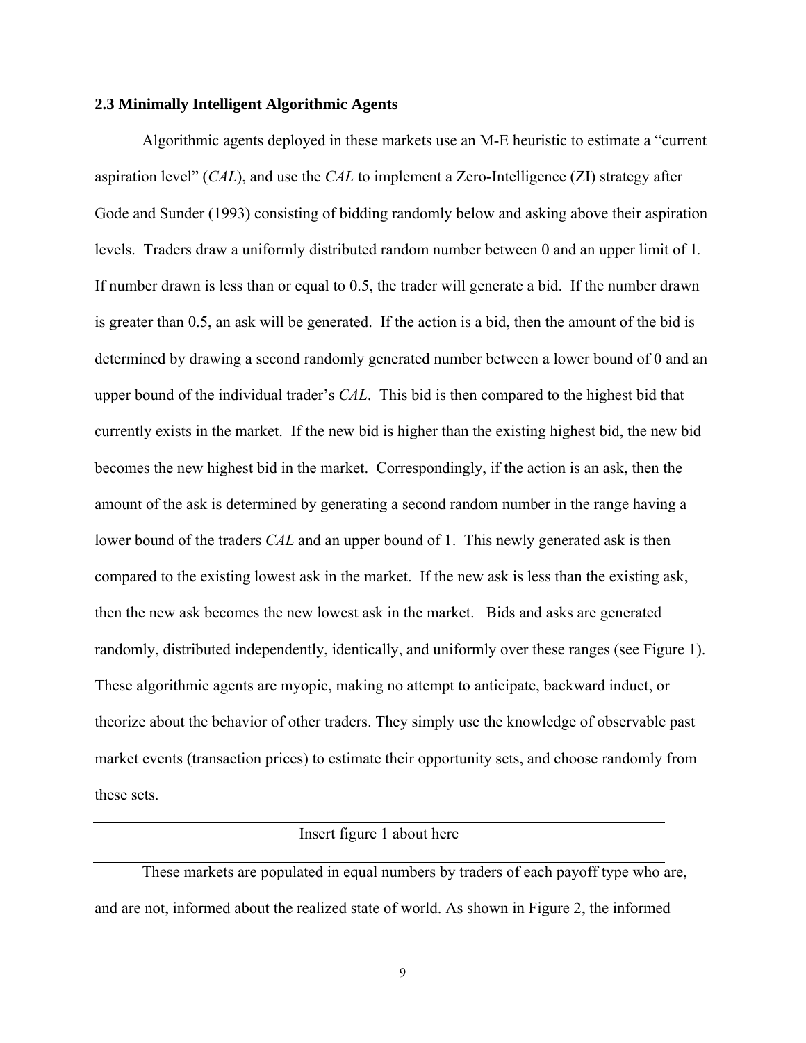### 2.3 Minimally Intelligent Algorithmic Agents

Algorithmic agents deployed in these markets use an M-E heuristic to estimate a "current aspiration level" (*CAL*), and use the *CAL* to implement a Zero-Intelligence (ZI) strategy after Gode and Sunder (1993) consisting of bidding randomly below and asking above their aspiration levels. Traders draw a uniformly distributed random number between 0 and an upper limit of 1. If number drawn is less than or equal to 0.5, the trader will generate a bid. If the number drawn is greater than 0.5, an ask will be generated. If the action is a bid, then the amount of the bid is determined by drawing a second randomly generated number between a lower bound of 0 and an upper bound of the individual trader's *CAL*. This bid is then compared to the highest bid that currently exists in the market. If the new bid is higher than the existing highest bid, the new bid becomes the new highest bid in the market. Correspondingly, if the action is an ask, then the amount of the ask is determined by generating a second random number in the range having a lower bound of the traders *CAL* and an upper bound of 1. This newly generated ask is then compared to the existing lowest ask in the market. If the new ask is less than the existing ask, then the new ask becomes the new lowest ask in the market. Bids and asks are generated randomly, distributed independently, identically, and uniformly over these ranges (see Figure 1). These algorithmic agents are myopic, making no attempt to anticipate, backward induct, or theorize about the behavior of other traders. They simply use the knowledge of observable past market events (transaction prices) to estimate their opportunity sets, and choose randomly from these sets.

---

Insert figure 1 about here

---

These markets are populated in equal numbers by traders of each payoff type who are, and are not, informed about the realized state of world. As shown in Figure 2, the informed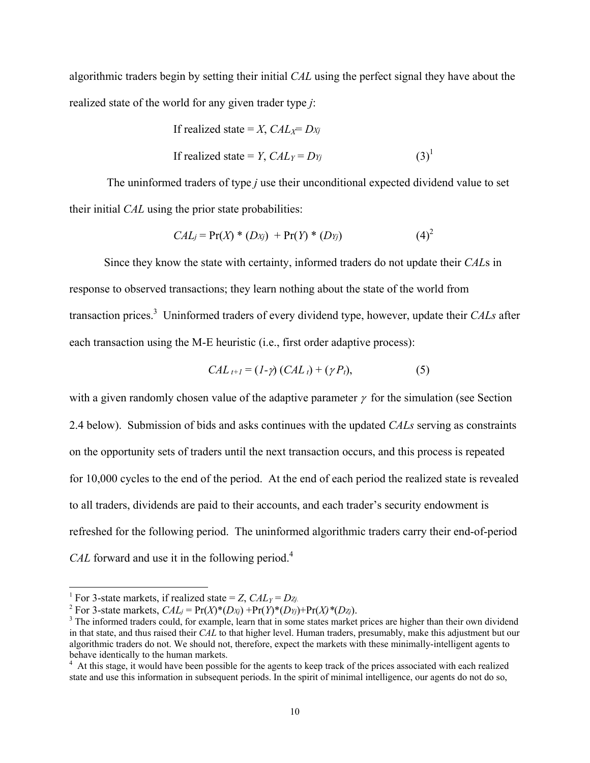algorithmic traders begin by setting their initial *CAL* using the perfect signal they have about the realized state of the world for any given trader type *j*:

$$\text{If realized state} = X, \; CAL_X = D_{Xj}$$

$$\text{If realized state} = Y, \; CAL_Y = D_{Yj} \qquad (3)^{[1]}$$

The uninformed traders of type *j* use their unconditional expected dividend value to set their initial *CAL* using the prior state probabilities:

$$CAL_j = \Pr(X) * (D_{Xj}) + \Pr(Y) * (D_{Yj}) \qquad (4)^{[2]}$$

Since they know the state with certainty, informed traders do not update their *CAL*s in response to observed transactions; they learn nothing about the state of the world from transaction prices.[3] Uninformed traders of every dividend type, however, update their *CALs* after each transaction using the M-E heuristic (i.e., first order adaptive process):

$$CAL_{t+1} = (1-\gamma)(CAL_t) + (\gamma P_t), \qquad (5)$$

with a given randomly chosen value of the adaptive parameter $\gamma$ for the simulation (see Section 2.4 below). Submission of bids and asks continues with the updated *CALs* serving as constraints on the opportunity sets of traders until the next transaction occurs, and this process is repeated for 10,000 cycles to the end of the period. At the end of each period the realized state is revealed to all traders, dividends are paid to their accounts, and each trader's security endowment is refreshed for the following period. The uninformed algorithmic traders carry their end-of-period *CAL* forward and use it in the following period.[4]

---

[1] For 3-state markets, if realized state = *Z*, $CAL_Y = D_{Zj}$.

[2] For 3-state markets, $CAL_j = \Pr(X)*(D_{Xj}) + \Pr(Y)*(D_{Yj}) + \Pr(X)*(D_{Zj})$.

[3] The informed traders could, for example, learn that in some states market prices are higher than their own dividend in that state, and thus raised their *CAL* to that higher level. Human traders, presumably, make this adjustment but our algorithmic traders do not. We should not, therefore, expect the markets with these minimally-intelligent agents to behave identically to the human markets.

[4] At this stage, it would have been possible for the agents to keep track of the prices associated with each realized state and use this information in subsequent periods. In the spirit of minimal intelligence, our agents do not do so,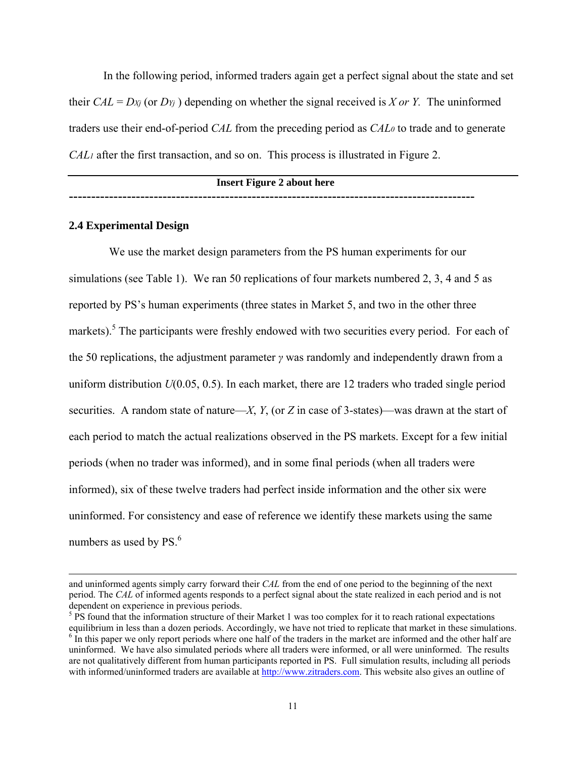In the following period, informed traders again get a perfect signal about the state and set their $CAL = D_{Xj}$ (or $D_{Yj}$ ) depending on whether the signal received is *X or Y.* The uninformed traders use their end-of-period *CAL* from the preceding period as $CAL_0$ to trade and to generate $CAL_1$ after the first transaction, and so on. This process is illustrated in Figure 2.

**Insert Figure 2 about here**

---

## 2.4 Experimental Design

We use the market design parameters from the PS human experiments for our simulations (see Table 1). We ran 50 replications of four markets numbered 2, 3, 4 and 5 as reported by PS's human experiments (three states in Market 5, and two in the other three markets).[5] The participants were freshly endowed with two securities every period. For each of the 50 replications, the adjustment parameter $\gamma$ was randomly and independently drawn from a uniform distribution $U(0.05, 0.5)$. In each market, there are 12 traders who traded single period securities. A random state of nature—*X*, *Y*, (or *Z* in case of 3-states)—was drawn at the start of each period to match the actual realizations observed in the PS markets. Except for a few initial periods (when no trader was informed), and in some final periods (when all traders were informed), six of these twelve traders had perfect inside information and the other six were uninformed. For consistency and ease of reference we identify these markets using the same numbers as used by PS.[6]

---

and uninformed agents simply carry forward their *CAL* from the end of one period to the beginning of the next period. The *CAL* of informed agents responds to a perfect signal about the state realized in each period and is not dependent on experience in previous periods.

[5] PS found that the information structure of their Market 1 was too complex for it to reach rational expectations equilibrium in less than a dozen periods. Accordingly, we have not tried to replicate that market in these simulations.

[6] In this paper we only report periods where one half of the traders in the market are informed and the other half are uninformed. We have also simulated periods where all traders were informed, or all were uninformed. The results are not qualitatively different from human participants reported in PS. Full simulation results, including all periods with informed/uninformed traders are available at http://www.zitraders.com. This website also gives an outline of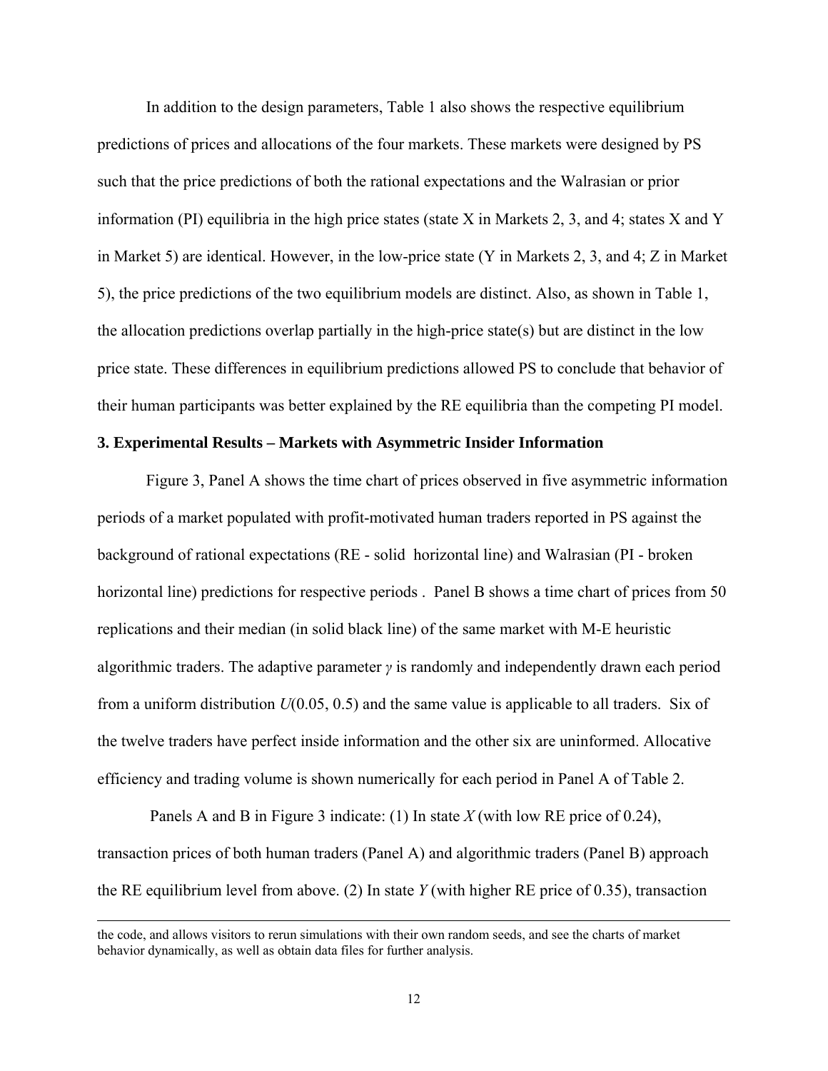In addition to the design parameters, Table 1 also shows the respective equilibrium predictions of prices and allocations of the four markets. These markets were designed by PS such that the price predictions of both the rational expectations and the Walrasian or prior information (PI) equilibria in the high price states (state X in Markets 2, 3, and 4; states X and Y in Market 5) are identical. However, in the low-price state (Y in Markets 2, 3, and 4; Z in Market 5), the price predictions of the two equilibrium models are distinct. Also, as shown in Table 1, the allocation predictions overlap partially in the high-price state(s) but are distinct in the low price state. These differences in equilibrium predictions allowed PS to conclude that behavior of their human participants was better explained by the RE equilibria than the competing PI model.

### 3. Experimental Results – Markets with Asymmetric Insider Information

Figure 3, Panel A shows the time chart of prices observed in five asymmetric information periods of a market populated with profit-motivated human traders reported in PS against the background of rational expectations (RE - solid horizontal line) and Walrasian (PI - broken horizontal line) predictions for respective periods . Panel B shows a time chart of prices from 50 replications and their median (in solid black line) of the same market with M-E heuristic algorithmic traders. The adaptive parameter $\gamma$ is randomly and independently drawn each period from a uniform distribution $U(0.05, 0.5)$ and the same value is applicable to all traders. Six of the twelve traders have perfect inside information and the other six are uninformed. Allocative efficiency and trading volume is shown numerically for each period in Panel A of Table 2.

Panels A and B in Figure 3 indicate: (1) In state $X$ (with low RE price of 0.24), transaction prices of both human traders (Panel A) and algorithmic traders (Panel B) approach the RE equilibrium level from above. (2) In state $Y$ (with higher RE price of 0.35), transaction

---

the code, and allows visitors to rerun simulations with their own random seeds, and see the charts of market behavior dynamically, as well as obtain data files for further analysis.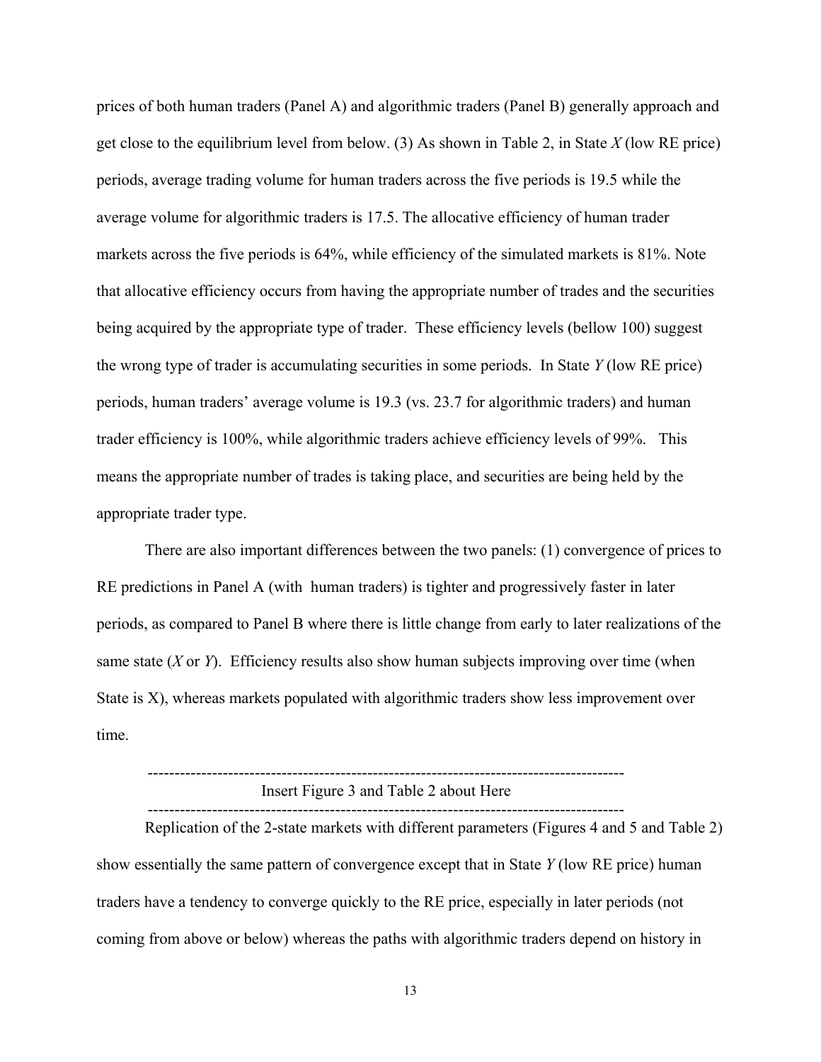prices of both human traders (Panel A) and algorithmic traders (Panel B) generally approach and get close to the equilibrium level from below. (3) As shown in Table 2, in State *X* (low RE price) periods, average trading volume for human traders across the five periods is 19.5 while the average volume for algorithmic traders is 17.5. The allocative efficiency of human trader markets across the five periods is 64%, while efficiency of the simulated markets is 81%. Note that allocative efficiency occurs from having the appropriate number of trades and the securities being acquired by the appropriate type of trader. These efficiency levels (bellow 100) suggest the wrong type of trader is accumulating securities in some periods. In State *Y* (low RE price) periods, human traders' average volume is 19.3 (vs. 23.7 for algorithmic traders) and human trader efficiency is 100%, while algorithmic traders achieve efficiency levels of 99%. This means the appropriate number of trades is taking place, and securities are being held by the appropriate trader type.

There are also important differences between the two panels: (1) convergence of prices to RE predictions in Panel A (with human traders) is tighter and progressively faster in later periods, as compared to Panel B where there is little change from early to later realizations of the same state (*X* or *Y*). Efficiency results also show human subjects improving over time (when State is X), whereas markets populated with algorithmic traders show less improvement over time.

---

Insert Figure 3 and Table 2 about Here

---

Replication of the 2-state markets with different parameters (Figures 4 and 5 and Table 2) show essentially the same pattern of convergence except that in State *Y* (low RE price) human traders have a tendency to converge quickly to the RE price, especially in later periods (not coming from above or below) whereas the paths with algorithmic traders depend on history in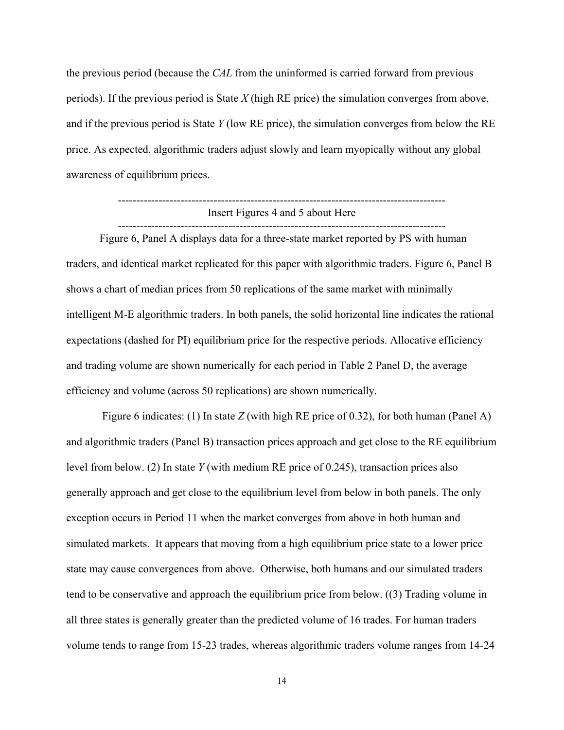the previous period (because the *CAL* from the uninformed is carried forward from previous periods). If the previous period is State *X* (high RE price) the simulation converges from above, and if the previous period is State *Y* (low RE price), the simulation converges from below the RE price. As expected, algorithmic traders adjust slowly and learn myopically without any global awareness of equilibrium prices.

---

Insert Figures 4 and 5 about Here

---

Figure 6, Panel A displays data for a three-state market reported by PS with human traders, and identical market replicated for this paper with algorithmic traders. Figure 6, Panel B shows a chart of median prices from 50 replications of the same market with minimally intelligent M-E algorithmic traders. In both panels, the solid horizontal line indicates the rational expectations (dashed for PI) equilibrium price for the respective periods. Allocative efficiency and trading volume are shown numerically for each period in Table 2 Panel D, the average efficiency and volume (across 50 replications) are shown numerically.

Figure 6 indicates: (1) In state *Z* (with high RE price of 0.32), for both human (Panel A) and algorithmic traders (Panel B) transaction prices approach and get close to the RE equilibrium level from below. (2) In state *Y* (with medium RE price of 0.245), transaction prices also generally approach and get close to the equilibrium level from below in both panels. The only exception occurs in Period 11 when the market converges from above in both human and simulated markets. It appears that moving from a high equilibrium price state to a lower price state may cause convergences from above. Otherwise, both humans and our simulated traders tend to be conservative and approach the equilibrium price from below. ((3) Trading volume in all three states is generally greater than the predicted volume of 16 trades. For human traders volume tends to range from 15-23 trades, whereas algorithmic traders volume ranges from 14-24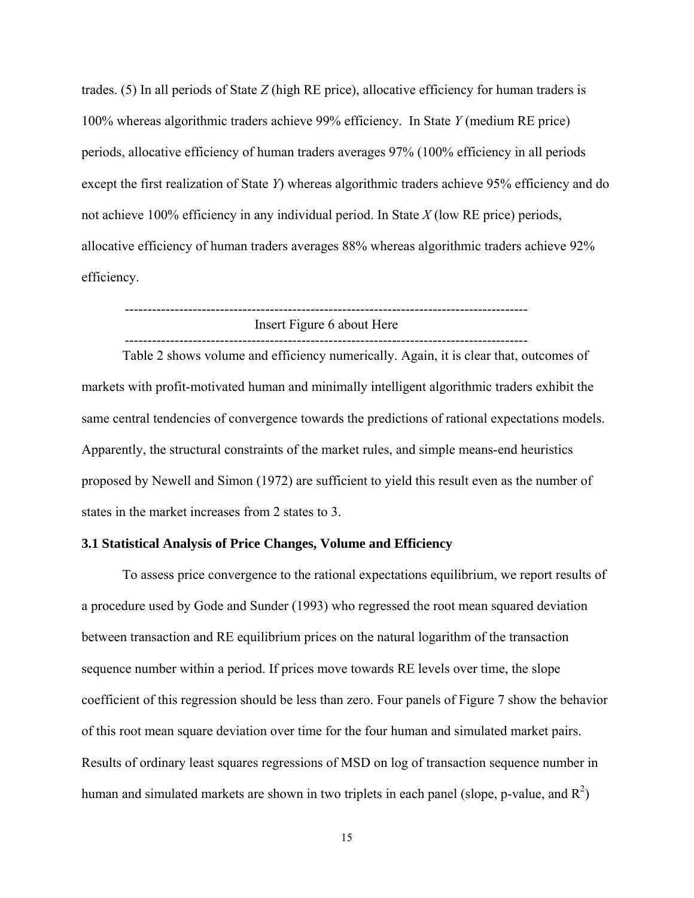trades. (5) In all periods of State *Z* (high RE price), allocative efficiency for human traders is 100% whereas algorithmic traders achieve 99% efficiency. In State *Y* (medium RE price) periods, allocative efficiency of human traders averages 97% (100% efficiency in all periods except the first realization of State *Y*) whereas algorithmic traders achieve 95% efficiency and do not achieve 100% efficiency in any individual period. In State *X* (low RE price) periods, allocative efficiency of human traders averages 88% whereas algorithmic traders achieve 92% efficiency.

---

Insert Figure 6 about Here

---

Table 2 shows volume and efficiency numerically. Again, it is clear that, outcomes of markets with profit-motivated human and minimally intelligent algorithmic traders exhibit the same central tendencies of convergence towards the predictions of rational expectations models. Apparently, the structural constraints of the market rules, and simple means-end heuristics proposed by Newell and Simon (1972) are sufficient to yield this result even as the number of states in the market increases from 2 states to 3.

### 3.1 Statistical Analysis of Price Changes, Volume and Efficiency

To assess price convergence to the rational expectations equilibrium, we report results of a procedure used by Gode and Sunder (1993) who regressed the root mean squared deviation between transaction and RE equilibrium prices on the natural logarithm of the transaction sequence number within a period. If prices move towards RE levels over time, the slope coefficient of this regression should be less than zero. Four panels of Figure 7 show the behavior of this root mean square deviation over time for the four human and simulated market pairs. Results of ordinary least squares regressions of MSD on log of transaction sequence number in human and simulated markets are shown in two triplets in each panel (slope, p-value, and $R^2$)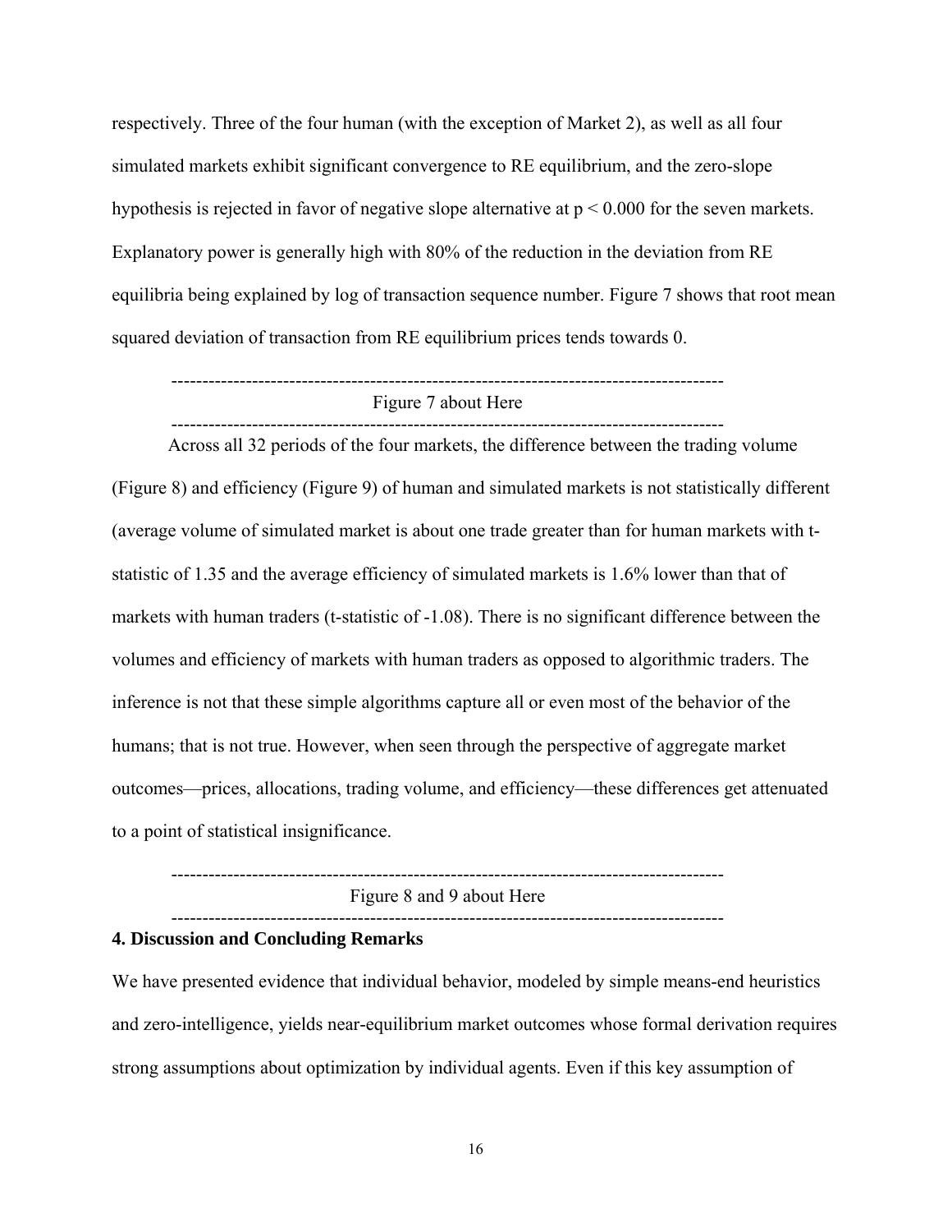respectively. Three of the four human (with the exception of Market 2), as well as all four simulated markets exhibit significant convergence to RE equilibrium, and the zero-slope hypothesis is rejected in favor of negative slope alternative at $p < 0.000$ for the seven markets. Explanatory power is generally high with 80% of the reduction in the deviation from RE equilibria being explained by log of transaction sequence number. Figure 7 shows that root mean squared deviation of transaction from RE equilibrium prices tends towards 0.

---

Figure 7 about Here

---

Across all 32 periods of the four markets, the difference between the trading volume (Figure 8) and efficiency (Figure 9) of human and simulated markets is not statistically different (average volume of simulated market is about one trade greater than for human markets with t-statistic of 1.35 and the average efficiency of simulated markets is 1.6% lower than that of markets with human traders (t-statistic of -1.08). There is no significant difference between the volumes and efficiency of markets with human traders as opposed to algorithmic traders. The inference is not that these simple algorithms capture all or even most of the behavior of the humans; that is not true. However, when seen through the perspective of aggregate market outcomes—prices, allocations, trading volume, and efficiency—these differences get attenuated to a point of statistical insignificance.

---

Figure 8 and 9 about Here

---

## 4. Discussion and Concluding Remarks

We have presented evidence that individual behavior, modeled by simple means-end heuristics and zero-intelligence, yields near-equilibrium market outcomes whose formal derivation requires strong assumptions about optimization by individual agents. Even if this key assumption of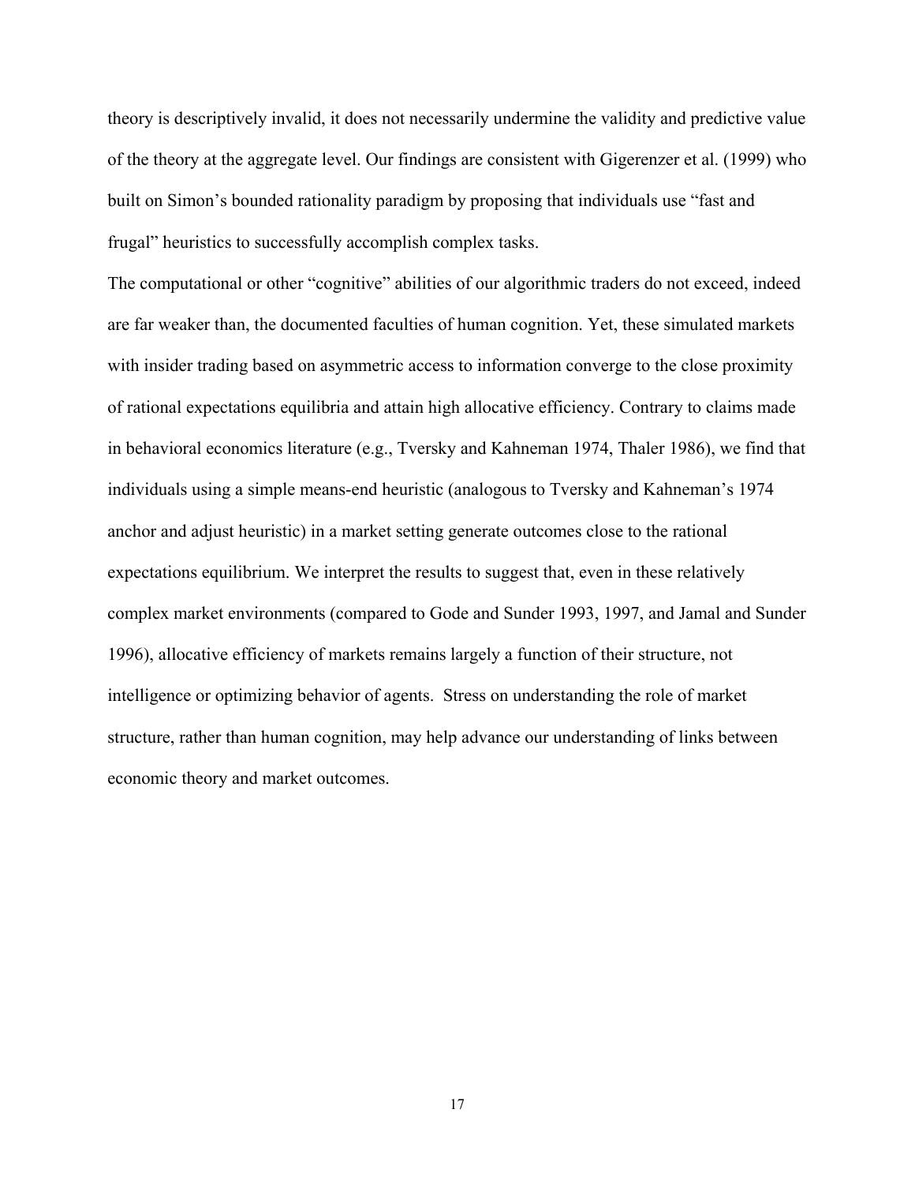theory is descriptively invalid, it does not necessarily undermine the validity and predictive value of the theory at the aggregate level. Our findings are consistent with Gigerenzer et al. (1999) who built on Simon's bounded rationality paradigm by proposing that individuals use "fast and frugal" heuristics to successfully accomplish complex tasks.

The computational or other "cognitive" abilities of our algorithmic traders do not exceed, indeed are far weaker than, the documented faculties of human cognition. Yet, these simulated markets with insider trading based on asymmetric access to information converge to the close proximity of rational expectations equilibria and attain high allocative efficiency. Contrary to claims made in behavioral economics literature (e.g., Tversky and Kahneman 1974, Thaler 1986), we find that individuals using a simple means-end heuristic (analogous to Tversky and Kahneman's 1974 anchor and adjust heuristic) in a market setting generate outcomes close to the rational expectations equilibrium. We interpret the results to suggest that, even in these relatively complex market environments (compared to Gode and Sunder 1993, 1997, and Jamal and Sunder 1996), allocative efficiency of markets remains largely a function of their structure, not intelligence or optimizing behavior of agents. Stress on understanding the role of market structure, rather than human cognition, may help advance our understanding of links between economic theory and market outcomes.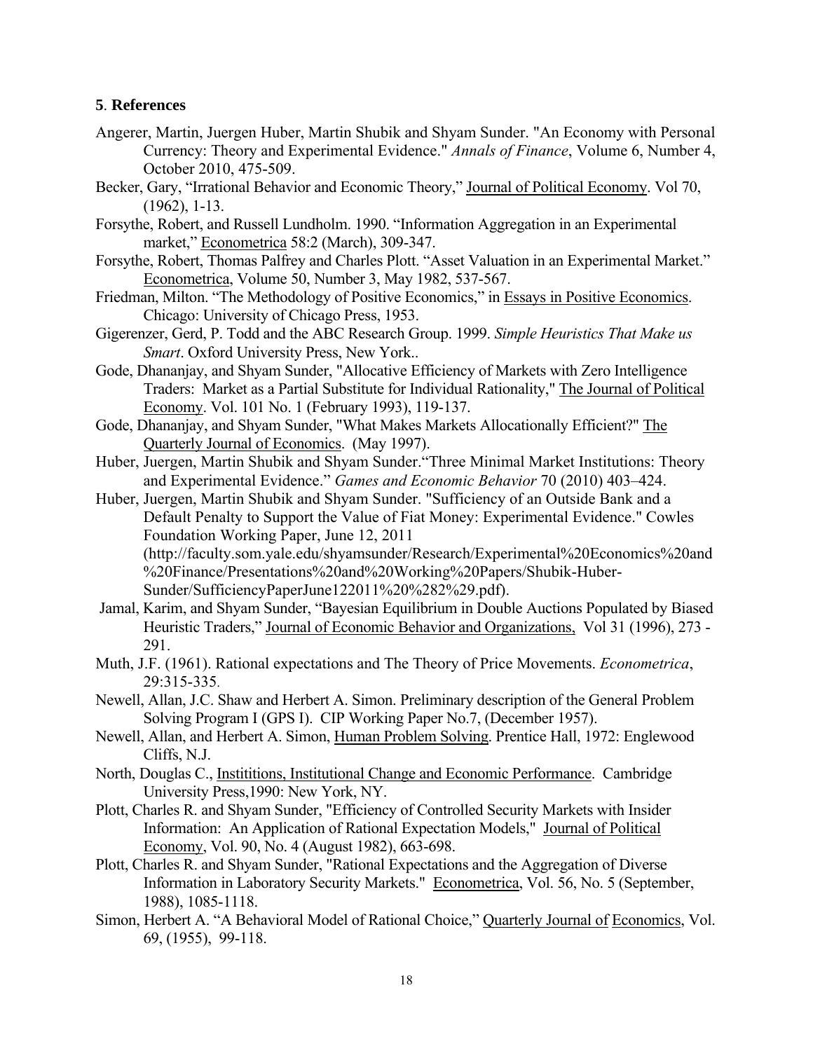## 5. References

Angerer, Martin, Juergen Huber, Martin Shubik and Shyam Sunder. "An Economy with Personal Currency: Theory and Experimental Evidence." *Annals of Finance*, Volume 6, Number 4, October 2010, 475-509.

Becker, Gary, "Irrational Behavior and Economic Theory," Journal of Political Economy. Vol 70, (1962), 1-13.

Forsythe, Robert, and Russell Lundholm. 1990. "Information Aggregation in an Experimental market," Econometrica 58:2 (March), 309-347.

Forsythe, Robert, Thomas Palfrey and Charles Plott. "Asset Valuation in an Experimental Market." Econometrica, Volume 50, Number 3, May 1982, 537-567.

Friedman, Milton. "The Methodology of Positive Economics," in Essays in Positive Economics. Chicago: University of Chicago Press, 1953.

Gigerenzer, Gerd, P. Todd and the ABC Research Group. 1999. *Simple Heuristics That Make us Smart*. Oxford University Press, New York..

Gode, Dhananjay, and Shyam Sunder, "Allocative Efficiency of Markets with Zero Intelligence Traders: Market as a Partial Substitute for Individual Rationality," The Journal of Political Economy. Vol. 101 No. 1 (February 1993), 119-137.

Gode, Dhananjay, and Shyam Sunder, "What Makes Markets Allocationally Efficient?" The Quarterly Journal of Economics. (May 1997).

Huber, Juergen, Martin Shubik and Shyam Sunder."Three Minimal Market Institutions: Theory and Experimental Evidence." *Games and Economic Behavior* 70 (2010) 403–424.

Huber, Juergen, Martin Shubik and Shyam Sunder. "Sufficiency of an Outside Bank and a Default Penalty to Support the Value of Fiat Money: Experimental Evidence." Cowles Foundation Working Paper, June 12, 2011 (http://faculty.som.yale.edu/shyamsunder/Research/Experimental%20Economics%20and%20Finance/Presentations%20and%20Working%20Papers/Shubik-Huber-Sunder/SufficiencyPaperJune122011%20%282%29.pdf).

Jamal, Karim, and Shyam Sunder, "Bayesian Equilibrium in Double Auctions Populated by Biased Heuristic Traders," Journal of Economic Behavior and Organizations, Vol 31 (1996), 273 - 291.

Muth, J.F. (1961). Rational expectations and The Theory of Price Movements. *Econometrica*, 29:315-335.

Newell, Allan, J.C. Shaw and Herbert A. Simon. Preliminary description of the General Problem Solving Program I (GPS I). CIP Working Paper No.7, (December 1957).

Newell, Allan, and Herbert A. Simon, Human Problem Solving. Prentice Hall, 1972: Englewood Cliffs, N.J.

North, Douglas C., Instititions, Institutional Change and Economic Performance. Cambridge University Press,1990: New York, NY.

Plott, Charles R. and Shyam Sunder, "Efficiency of Controlled Security Markets with Insider Information: An Application of Rational Expectation Models," Journal of Political Economy, Vol. 90, No. 4 (August 1982), 663-698.

Plott, Charles R. and Shyam Sunder, "Rational Expectations and the Aggregation of Diverse Information in Laboratory Security Markets." Econometrica, Vol. 56, No. 5 (September, 1988), 1085-1118.

Simon, Herbert A. "A Behavioral Model of Rational Choice," Quarterly Journal of Economics, Vol. 69, (1955), 99-118.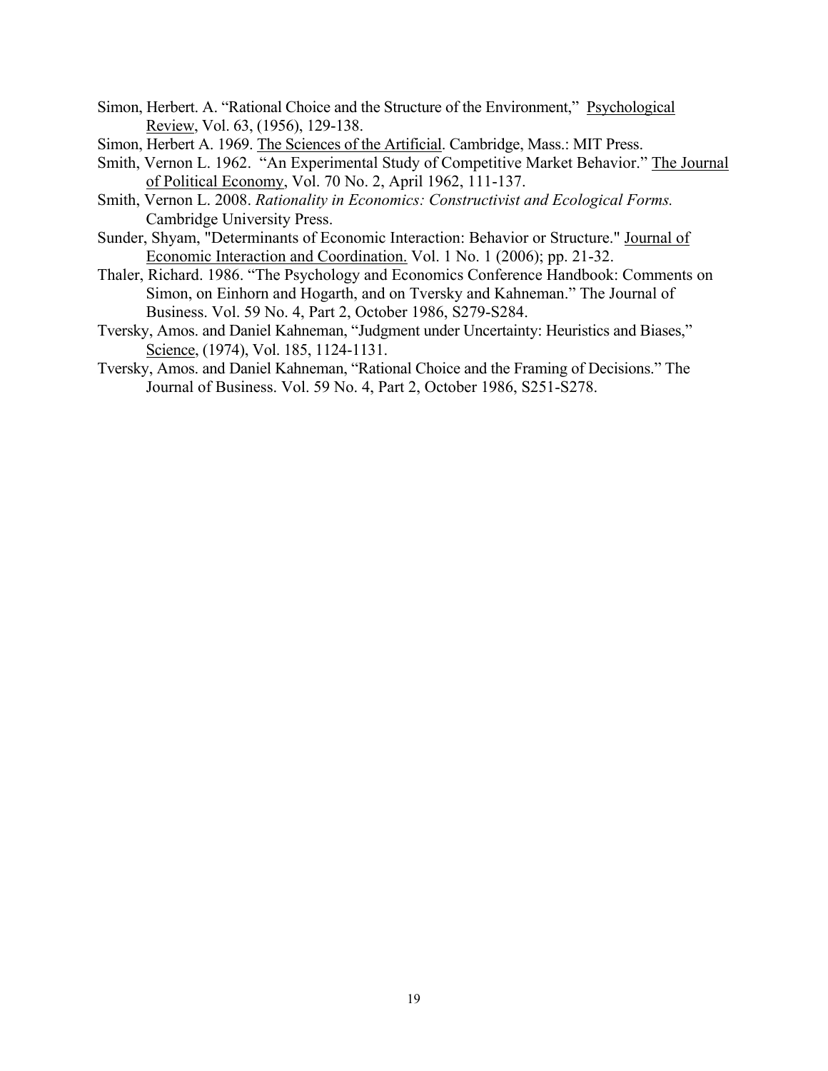Simon, Herbert. A. "Rational Choice and the Structure of the Environment," Psychological Review, Vol. 63, (1956), 129-138.

Simon, Herbert A. 1969. The Sciences of the Artificial. Cambridge, Mass.: MIT Press.

Smith, Vernon L. 1962. "An Experimental Study of Competitive Market Behavior." The Journal of Political Economy, Vol. 70 No. 2, April 1962, 111-137.

Smith, Vernon L. 2008. *Rationality in Economics: Constructivist and Ecological Forms.* Cambridge University Press.

Sunder, Shyam, "Determinants of Economic Interaction: Behavior or Structure." Journal of Economic Interaction and Coordination. Vol. 1 No. 1 (2006); pp. 21-32.

Thaler, Richard. 1986. "The Psychology and Economics Conference Handbook: Comments on Simon, on Einhorn and Hogarth, and on Tversky and Kahneman." The Journal of Business. Vol. 59 No. 4, Part 2, October 1986, S279-S284.

Tversky, Amos. and Daniel Kahneman, "Judgment under Uncertainty: Heuristics and Biases," Science, (1974), Vol. 185, 1124-1131.

Tversky, Amos. and Daniel Kahneman, "Rational Choice and the Framing of Decisions." The Journal of Business. Vol. 59 No. 4, Part 2, October 1986, S251-S278.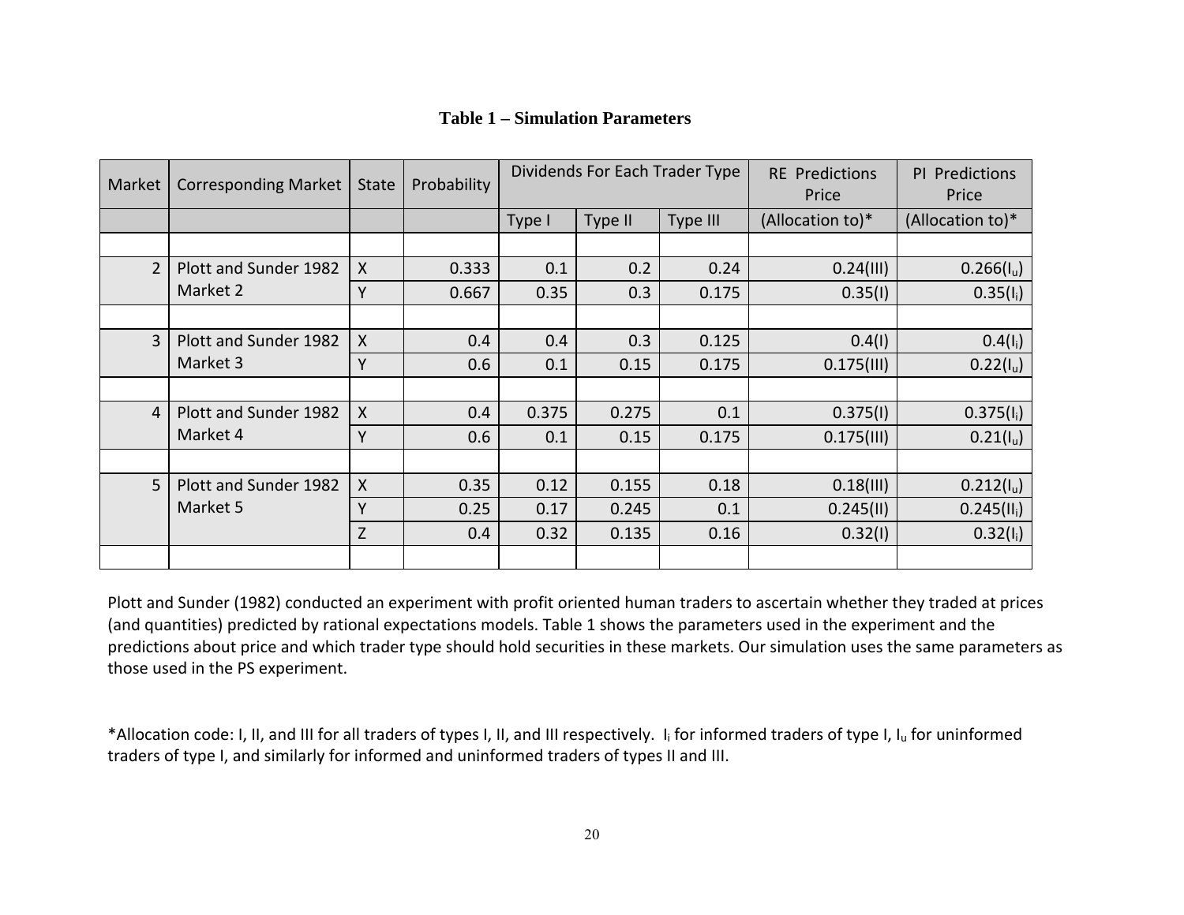**Table 1 – Simulation Parameters**

| Market | Corresponding Market | State | Probability | Dividends For Each Trader Type | | | RE Predictions Price | PI Predictions Price |
|---|---|---|---|---|---|---|---|---|
| | | | | Type I | Type II | Type III | (Allocation to)* | (Allocation to)* |
| | | | | | | | | |
| 2 | Plott and Sunder 1982 Market 2 | X | 0.333 | 0.1 | 0.2 | 0.24 | 0.24(III) | 0.266($I_u$) |
| | | Y | 0.667 | 0.35 | 0.3 | 0.175 | 0.35(I) | 0.35($I_i$) |
| | | | | | | | | |
| 3 | Plott and Sunder 1982 Market 3 | X | 0.4 | 0.4 | 0.3 | 0.125 | 0.4(I) | 0.4($I_i$) |
| | | Y | 0.6 | 0.1 | 0.15 | 0.175 | 0.175(III) | 0.22($I_u$) |
| | | | | | | | | |
| 4 | Plott and Sunder 1982 Market 4 | X | 0.4 | 0.375 | 0.275 | 0.1 | 0.375(I) | 0.375($I_i$) |
| | | Y | 0.6 | 0.1 | 0.15 | 0.175 | 0.175(III) | 0.21($I_u$) |
| | | | | | | | | |
| 5 | Plott and Sunder 1982 Market 5 | X | 0.35 | 0.12 | 0.155 | 0.18 | 0.18(III) | 0.212($I_u$) |
| | | Y | 0.25 | 0.17 | 0.245 | 0.1 | 0.245(II) | 0.245($II_i$) |
| | | Z | 0.4 | 0.32 | 0.135 | 0.16 | 0.32(I) | 0.32($I_i$) |
| | | | | | | | | |

Plott and Sunder (1982) conducted an experiment with profit oriented human traders to ascertain whether they traded at prices (and quantities) predicted by rational expectations models. Table 1 shows the parameters used in the experiment and the predictions about price and which trader type should hold securities in these markets. Our simulation uses the same parameters as those used in the PS experiment.

*Allocation code: I, II, and III for all traders of types I, II, and III respectively. $I_i$ for informed traders of type I, $I_u$ for uninformed traders of type I, and similarly for informed and uninformed traders of types II and III.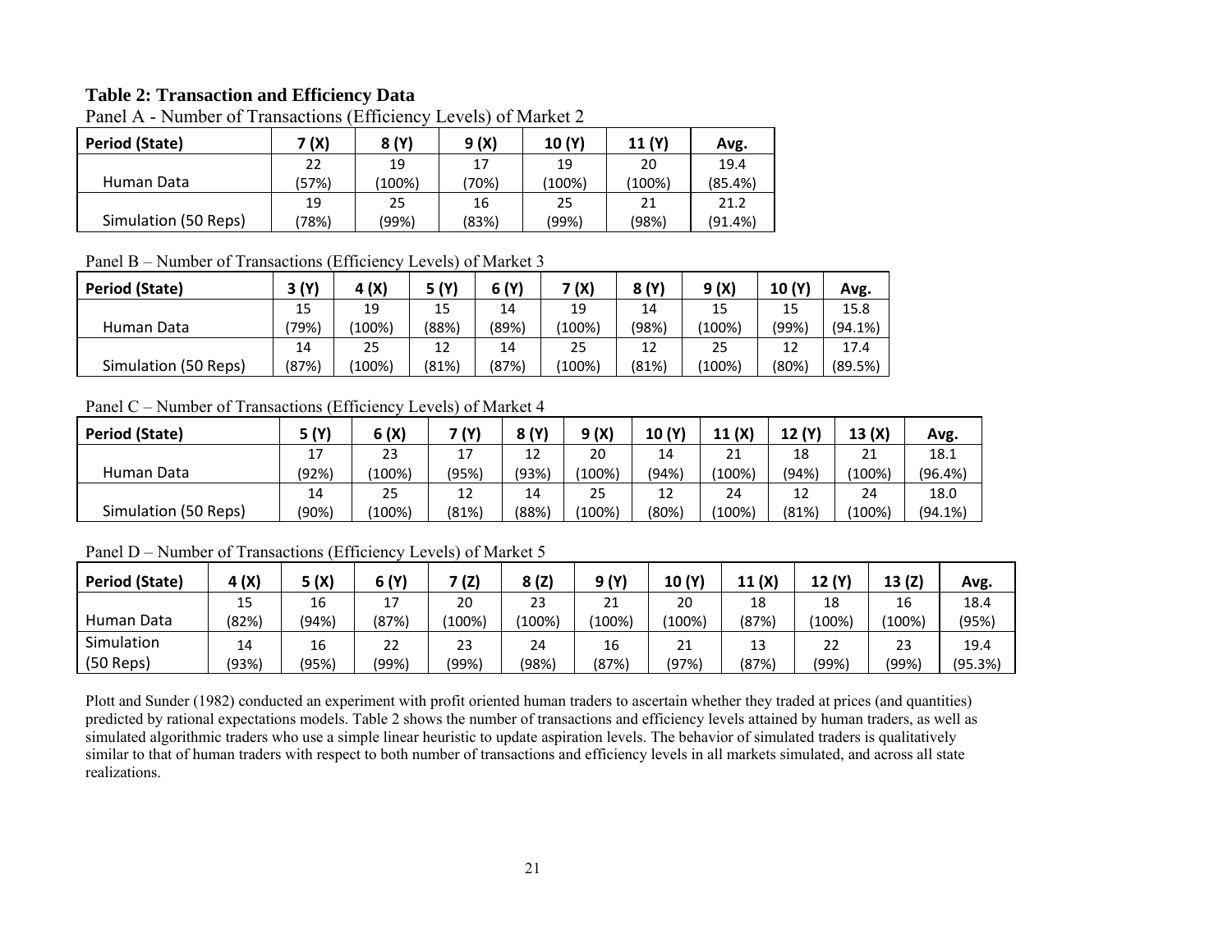**Table 2: Transaction and Efficiency Data**

Panel A - Number of Transactions (Efficiency Levels) of Market 2

| Period (State) | 7 (X) | 8 (Y) | 9 (X) | 10 (Y) | 11 (Y) | Avg. |
|---|---|---|---|---|---|---|
| Human Data | 22 (57%) | 19 (100%) | 17 (70%) | 19 (100%) | 20 (100%) | 19.4 (85.4%) |
| Simulation (50 Reps) | 19 (78%) | 25 (99%) | 16 (83%) | 25 (99%) | 21 (98%) | 21.2 (91.4%) |

Panel B – Number of Transactions (Efficiency Levels) of Market 3

| Period (State) | 3 (Y) | 4 (X) | 5 (Y) | 6 (Y) | 7 (X) | 8 (Y) | 9 (X) | 10 (Y) | Avg. |
|---|---|---|---|---|---|---|---|---|---|
| Human Data | 15 (79%) | 19 (100%) | 15 (88%) | 14 (89%) | 19 (100%) | 14 (98%) | 15 (100%) | 15 (99%) | 15.8 (94.1%) |
| Simulation (50 Reps) | 14 (87%) | 25 (100%) | 12 (81%) | 14 (87%) | 25 (100%) | 12 (81%) | 25 (100%) | 12 (80%) | 17.4 (89.5%) |

Panel C – Number of Transactions (Efficiency Levels) of Market 4

| Period (State) | 5 (Y) | 6 (X) | 7 (Y) | 8 (Y) | 9 (X) | 10 (Y) | 11 (X) | 12 (Y) | 13 (X) | Avg. |
|---|---|---|---|---|---|---|---|---|---|---|
| Human Data | 17 (92%) | 23 (100%) | 17 (95%) | 12 (93%) | 20 (100%) | 14 (94%) | 21 (100%) | 18 (94%) | 21 (100%) | 18.1 (96.4%) |
| Simulation (50 Reps) | 14 (90%) | 25 (100%) | 12 (81%) | 14 (88%) | 25 (100%) | 12 (80%) | 24 (100%) | 12 (81%) | 24 (100%) | 18.0 (94.1%) |

Panel D – Number of Transactions (Efficiency Levels) of Market 5

| Period (State) | 4 (X) | 5 (X) | 6 (Y) | 7 (Z) | 8 (Z) | 9 (Y) | 10 (Y) | 11 (X) | 12 (Y) | 13 (Z) | Avg. |
|---|---|---|---|---|---|---|---|---|---|---|---|
| Human Data | 15 (82%) | 16 (94%) | 17 (87%) | 20 (100%) | 23 (100%) | 21 (100%) | 20 (100%) | 18 (87%) | 18 (100%) | 16 (100%) | 18.4 (95%) |
| Simulation (50 Reps) | 14 (93%) | 16 (95%) | 22 (99%) | 23 (99%) | 24 (98%) | 16 (87%) | 21 (97%) | 13 (87%) | 22 (99%) | 23 (99%) | 19.4 (95.3%) |

Plott and Sunder (1982) conducted an experiment with profit oriented human traders to ascertain whether they traded at prices (and quantities) predicted by rational expectations models. Table 2 shows the number of transactions and efficiency levels attained by human traders, as well as simulated algorithmic traders who use a simple linear heuristic to update aspiration levels. The behavior of simulated traders is qualitatively similar to that of human traders with respect to both number of transactions and efficiency levels in all markets simulated, and across all state realizations.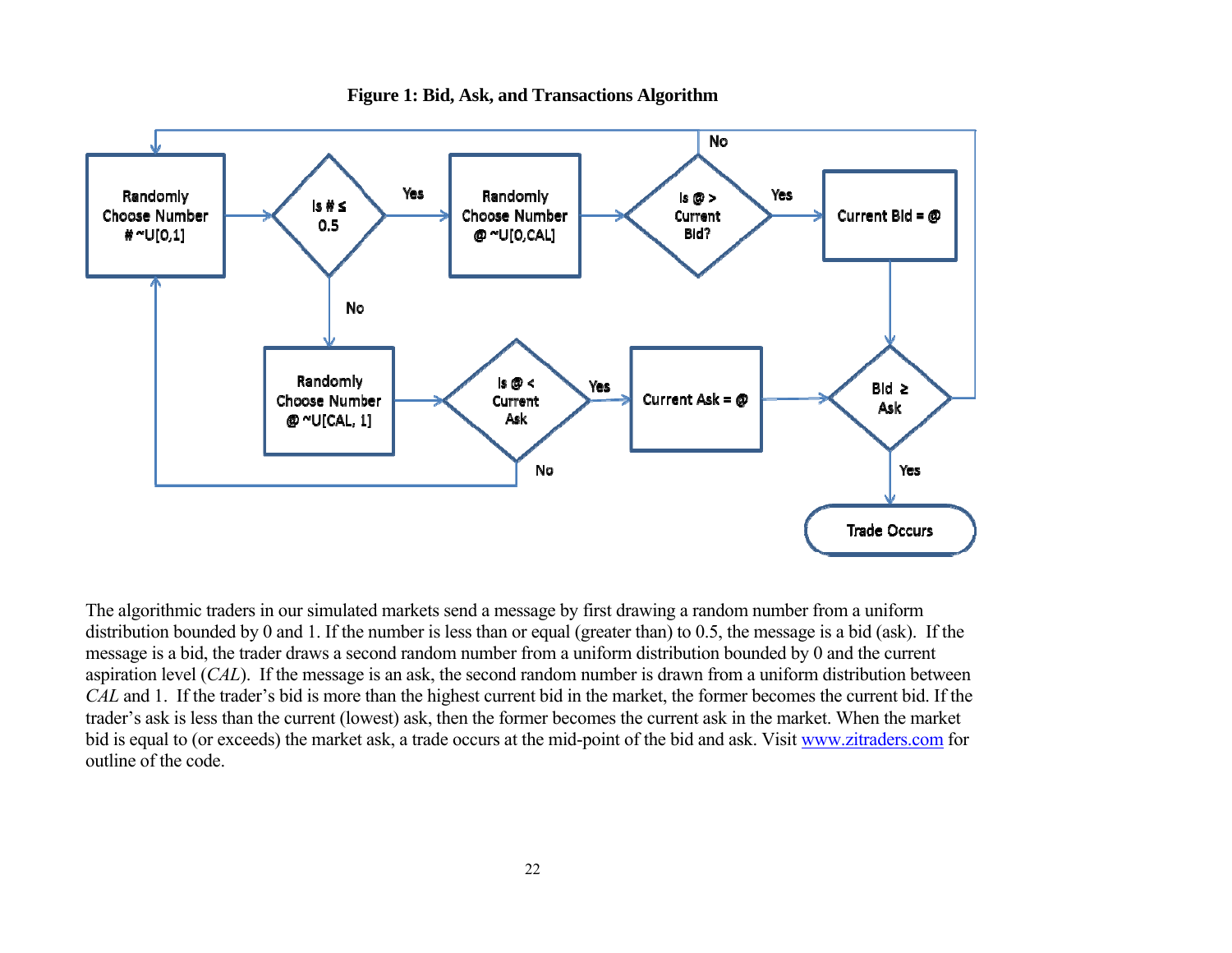**Figure 1: Bid, Ask, and Transactions Algorithm**

Randomly Choose Number # ~U[0,1]

Is # ≤ 0.5

Yes

No

Randomly Choose Number @ ~U[0,CAL]

Is @ > Current Bid?

Yes

No

Current Bid = @

Randomly Choose Number @ ~U[CAL, 1]

Is @ < Current Ask

Yes

No

Current Ask = @

Bid ≥ Ask

Yes

Trade Occurs

The algorithmic traders in our simulated markets send a message by first drawing a random number from a uniform distribution bounded by 0 and 1. If the number is less than or equal (greater than) to 0.5, the message is a bid (ask). If the message is a bid, the trader draws a second random number from a uniform distribution bounded by 0 and the current aspiration level (*CAL*). If the message is an ask, the second random number is drawn from a uniform distribution between *CAL* and 1. If the trader's bid is more than the highest current bid in the market, the former becomes the current bid. If the trader's ask is less than the current (lowest) ask, then the former becomes the current ask in the market. When the market bid is equal to (or exceeds) the market ask, a trade occurs at the mid-point of the bid and ask. Visit www.zitraders.com for outline of the code.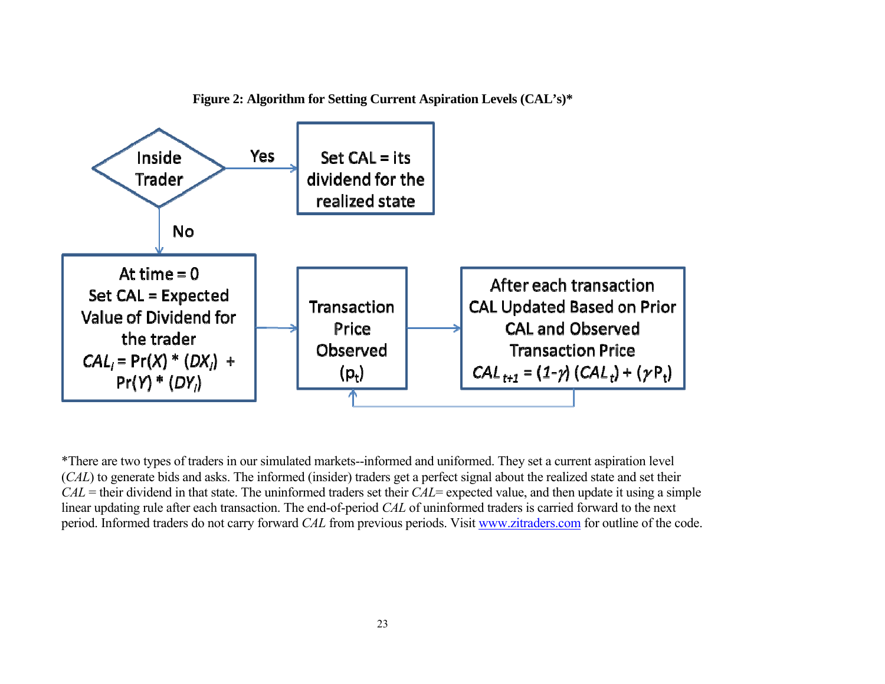**Figure 2: Algorithm for Setting Current Aspiration Levels (CAL's)***

Inside Trader

Yes

Set CAL = its dividend for the realized state

No

At time = 0
Set CAL = Expected Value of Dividend for the trader
$CAL_i = \Pr(X) * (DX_i) + \Pr(Y) * (DY_i)$

Transaction Price Observed ($p_t$)

After each transaction CAL Updated Based on Prior CAL and Observed Transaction Price
$CAL_{t+1} = (1-\gamma)(CAL_t) + (\gamma P_t)$

*There are two types of traders in our simulated markets--informed and uniformed. They set a current aspiration level (*CAL*) to generate bids and asks. The informed (insider) traders get a perfect signal about the realized state and set their *CAL* = their dividend in that state. The uninformed traders set their *CAL*= expected value, and then update it using a simple linear updating rule after each transaction. The end-of-period *CAL* of uninformed traders is carried forward to the next period. Informed traders do not carry forward *CAL* from previous periods. Visit www.zitraders.com for outline of the code.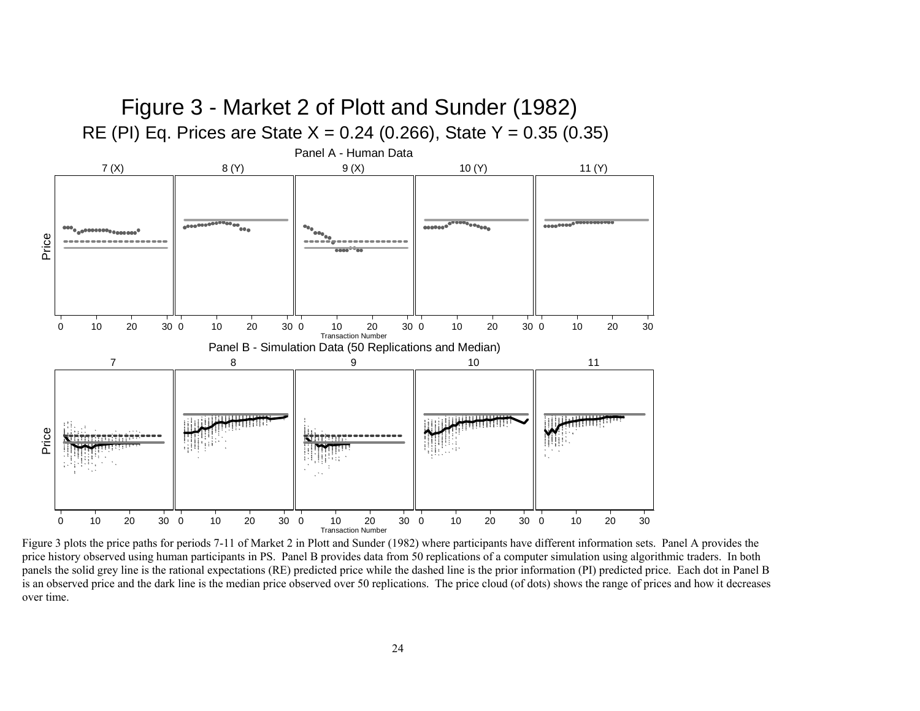# Figure 3 - Market 2 of Plott and Sunder (1982)

RE (PI) Eq. Prices are State X = 0.24 (0.266), State Y = 0.35 (0.35)

Panel A - Human Data

7 (X)
8 (Y)
9 (X)
10 (Y)
11 (Y)

Price

0 10 20 30 0 10 20 30 0 10 20 30 0 10 20 30 0 10 20 30

Transaction Number

Panel B - Simulation Data (50 Replications and Median)

7
8
9
10
11

Price

0 10 20 30 0 10 20 30 0 10 20 30 0 10 20 30 0 10 20 30

Transaction Number

Figure 3 plots the price paths for periods 7-11 of Market 2 in Plott and Sunder (1982) where participants have different information sets. Panel A provides the price history observed using human participants in PS. Panel B provides data from 50 replications of a computer simulation using algorithmic traders. In both panels the solid grey line is the rational expectations (RE) predicted price while the dashed line is the prior information (PI) predicted price. Each dot in Panel B is an observed price and the dark line is the median price observed over 50 replications. The price cloud (of dots) shows the range of prices and how it decreases over time.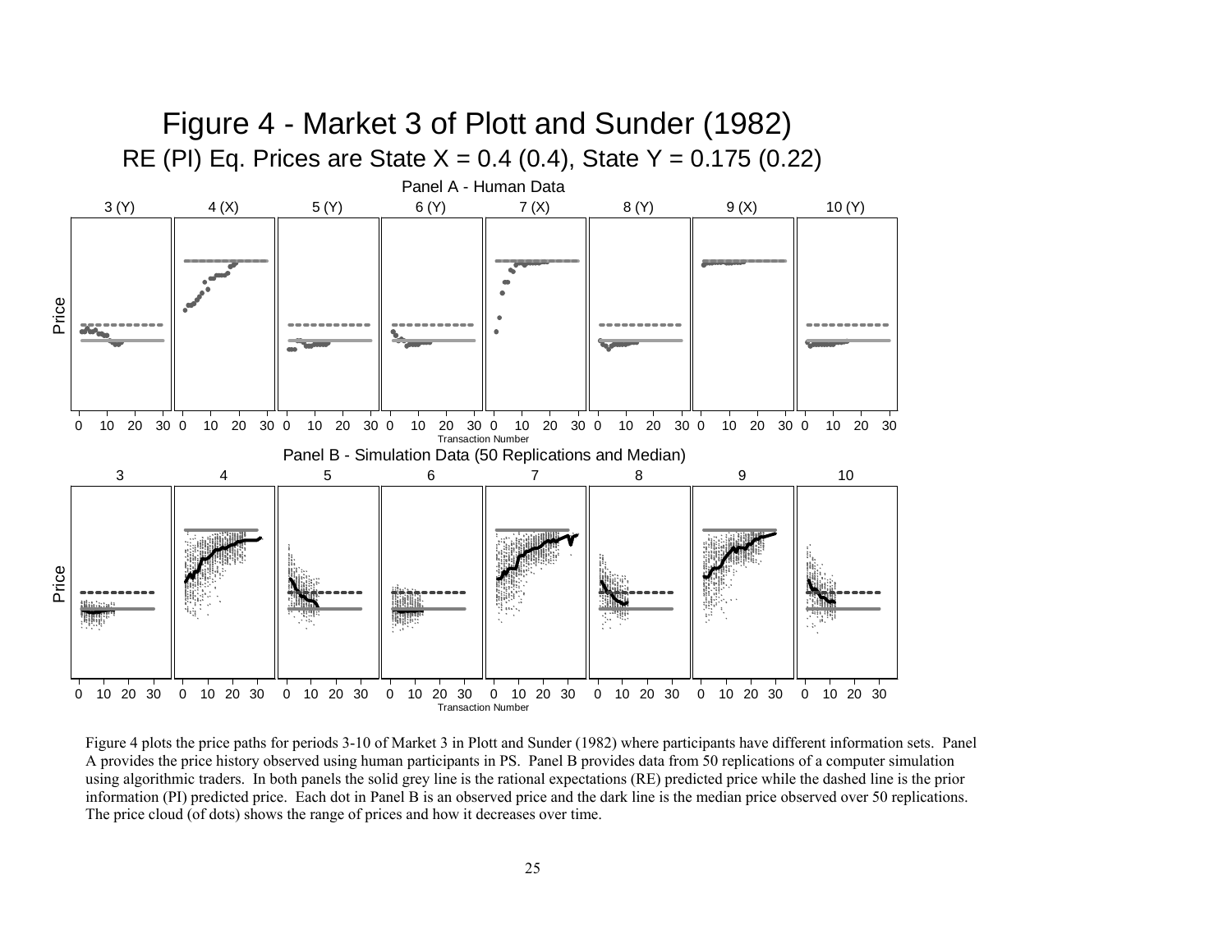# Figure 4 - Market 3 of Plott and Sunder (1982)

RE (PI) Eq. Prices are State X = 0.4 (0.4), State Y = 0.175 (0.22)

Panel A - Human Data

3 (Y) 4 (X) 5 (Y) 6 (Y) 7 (X) 8 (Y) 9 (X) 10 (Y)

Price

0 10 20 30 0 10 20 30 0 10 20 30 0 10 20 30 0 10 20 30 0 10 20 30 0 10 20 30 0 10 20 30

Transaction Number

Panel B - Simulation Data (50 Replications and Median)

3 4 5 6 7 8 9 10

Price

0 10 20 30 0 10 20 30 0 10 20 30 0 10 20 30 0 10 20 30 0 10 20 30 0 10 20 30 0 10 20 30

Transaction Number

Figure 4 plots the price paths for periods 3-10 of Market 3 in Plott and Sunder (1982) where participants have different information sets. Panel A provides the price history observed using human participants in PS. Panel B provides data from 50 replications of a computer simulation using algorithmic traders. In both panels the solid grey line is the rational expectations (RE) predicted price while the dashed line is the prior information (PI) predicted price. Each dot in Panel B is an observed price and the dark line is the median price observed over 50 replications. The price cloud (of dots) shows the range of prices and how it decreases over time.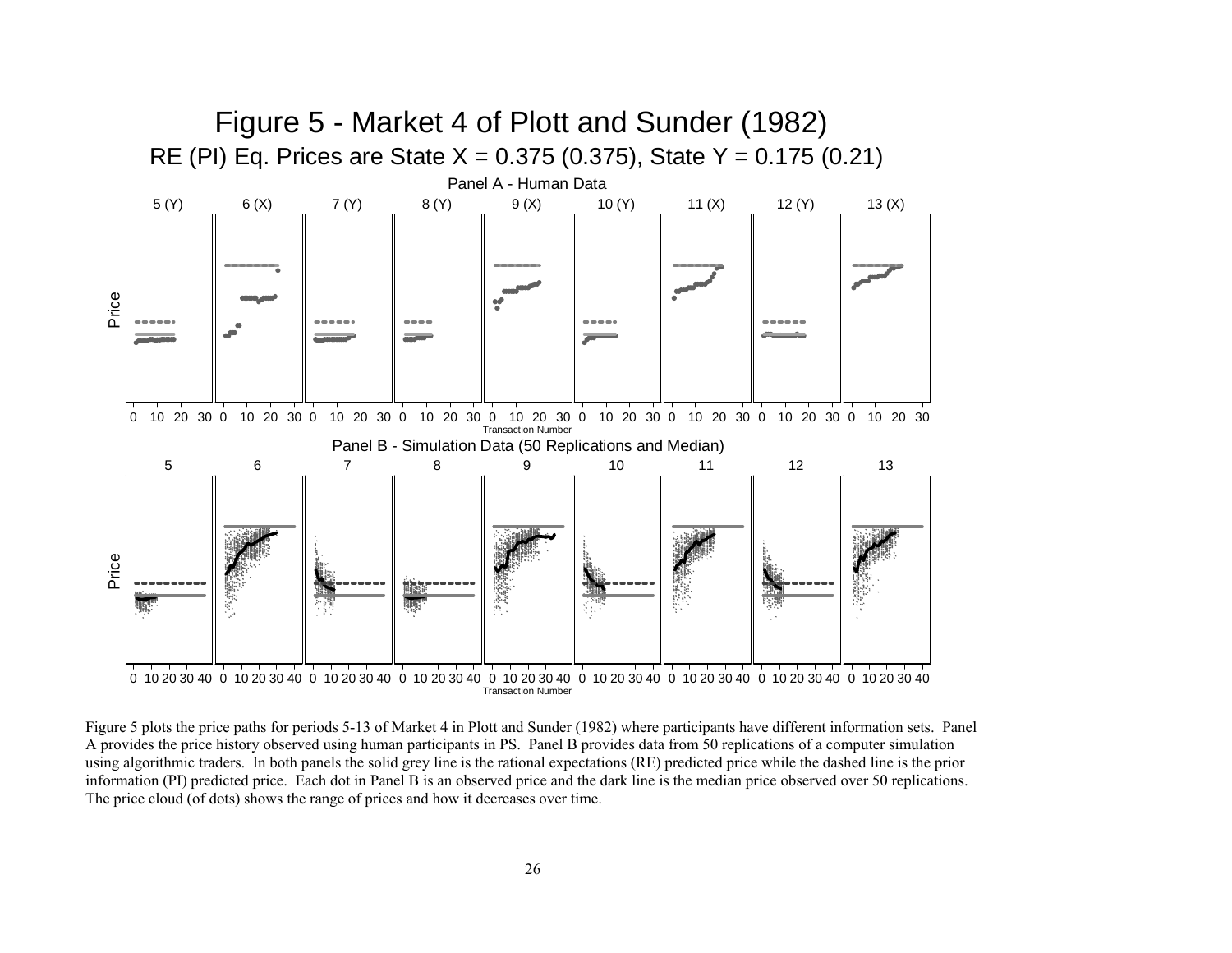# Figure 5 - Market 4 of Plott and Sunder (1982)

RE (PI) Eq. Prices are State X = 0.375 (0.375), State Y = 0.175 (0.21)

Panel A - Human Data

5 (Y) 6 (X) 7 (Y) 8 (Y) 9 (X) 10 (Y) 11 (X) 12 (Y) 13 (X)

Price

0 10 20 30

Transaction Number

Panel B - Simulation Data (50 Replications and Median)

5 6 7 8 9 10 11 12 13

Price

0 10 20 30 40

Transaction Number

Figure 5 plots the price paths for periods 5-13 of Market 4 in Plott and Sunder (1982) where participants have different information sets. Panel A provides the price history observed using human participants in PS. Panel B provides data from 50 replications of a computer simulation using algorithmic traders. In both panels the solid grey line is the rational expectations (RE) predicted price while the dashed line is the prior information (PI) predicted price. Each dot in Panel B is an observed price and the dark line is the median price observed over 50 replications. The price cloud (of dots) shows the range of prices and how it decreases over time.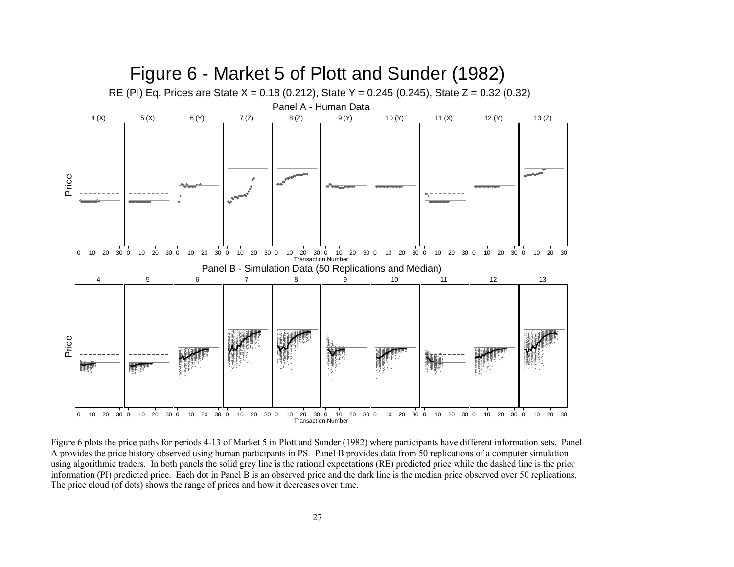# Figure 6 - Market 5 of Plott and Sunder (1982)

RE (PI) Eq. Prices are State X = 0.18 (0.212), State Y = 0.245 (0.245), State Z = 0.32 (0.32)

Panel A - Human Data

4 (X) 5 (X) 6 (Y) 7 (Z) 8 (Z) 9 (Y) 10 (Y) 11 (X) 12 (Y) 13 (Z)

Price

0 10 20 30

Transaction Number

Panel B - Simulation Data (50 Replications and Median)

4 5 6 7 8 9 10 11 12 13

Price

0 10 20 30

Transaction Number

Figure 6 plots the price paths for periods 4-13 of Market 5 in Plott and Sunder (1982) where participants have different information sets. Panel A provides the price history observed using human participants in PS. Panel B provides data from 50 replications of a computer simulation using algorithmic traders. In both panels the solid grey line is the rational expectations (RE) predicted price while the dashed line is the prior information (PI) predicted price. Each dot in Panel B is an observed price and the dark line is the median price observed over 50 replications. The price cloud (of dots) shows the range of prices and how it decreases over time.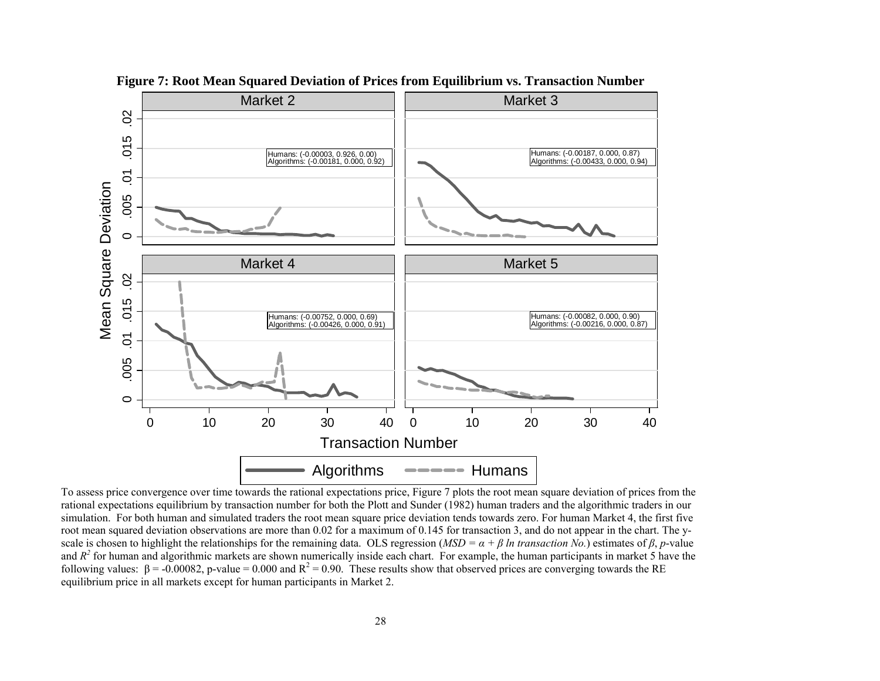**Figure 7: Root Mean Squared Deviation of Prices from Equilibrium vs. Transaction Number**

Market 2

Humans: (-0.00003, 0.926, 0.00)
Algorithms: (-0.00181, 0.000, 0.92)

Market 3

Humans: (-0.00187, 0.000, 0.87)
Algorithms: (-0.00433, 0.000, 0.94)

Market 4

Humans: (-0.00752, 0.000, 0.69)
Algorithms: (-0.00426, 0.000, 0.91)

Market 5

Humans: (-0.00082, 0.000, 0.90)
Algorithms: (-0.00216, 0.000, 0.87)

Mean Square Deviation

0 .005 .01 .015 .02

Transaction Number

0 10 20 30 40

Algorithms Humans

To assess price convergence over time towards the rational expectations price, Figure 7 plots the root mean square deviation of prices from the rational expectations equilibrium by transaction number for both the Plott and Sunder (1982) human traders and the algorithmic traders in our simulation. For both human and simulated traders the root mean square price deviation tends towards zero. For human Market 4, the first five root mean squared deviation observations are more than 0.02 for a maximum of 0.145 for transaction 3, and do not appear in the chart. The y-scale is chosen to highlight the relationships for the remaining data. OLS regression ($MSD = \alpha + \beta \ln transaction\ No.$) estimates of $\beta$, $p$-value and $R^2$ for human and algorithmic markets are shown numerically inside each chart. For example, the human participants in market 5 have the following values: $\beta = -0.00082$, p-value = 0.000 and $R^2 = 0.90$. These results show that observed prices are converging towards the RE equilibrium price in all markets except for human participants in Market 2.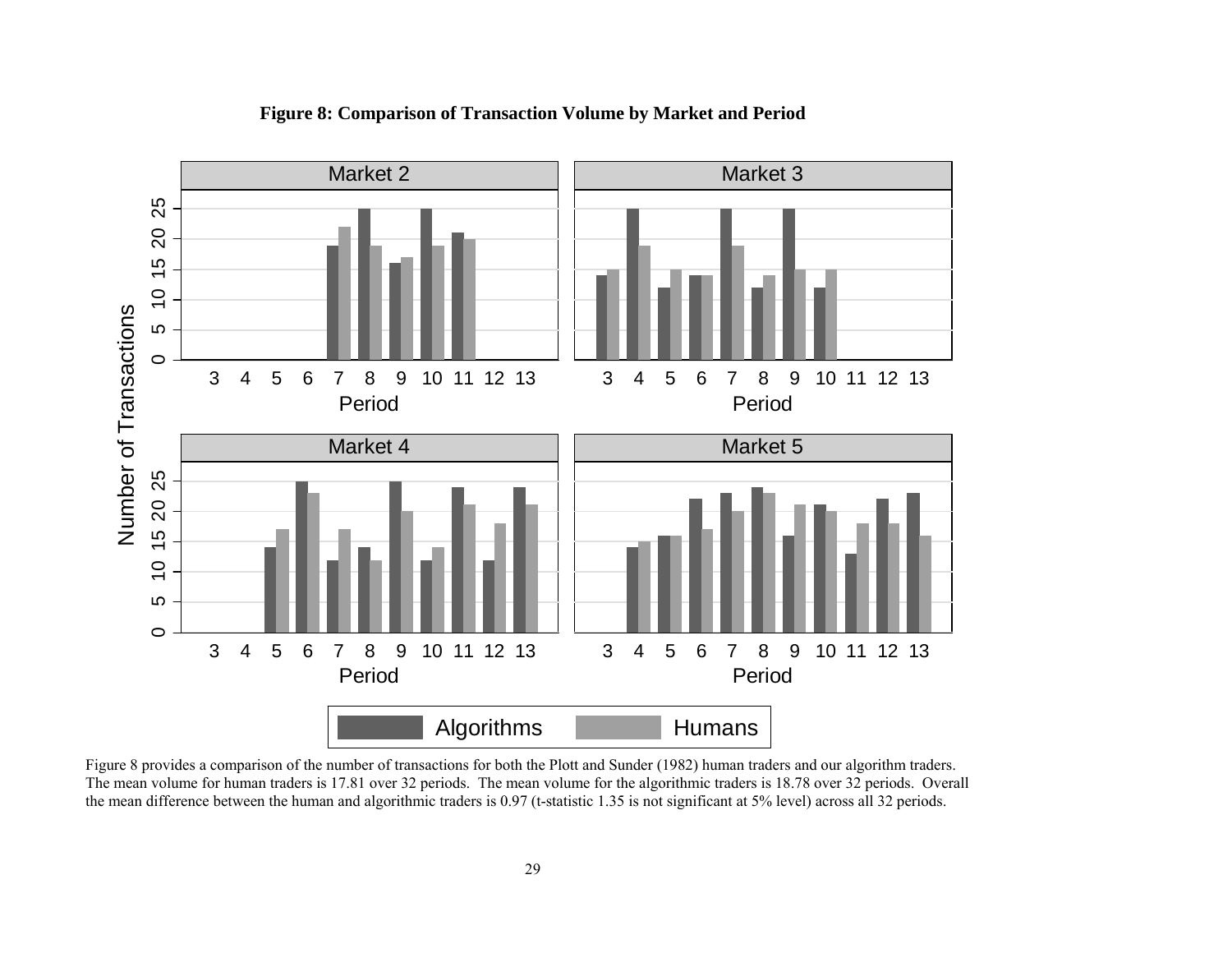**Figure 8: Comparison of Transaction Volume by Market and Period**

Market 2

Market 3

Market 4

Market 5

Number of Transactions

0 5 10 15 20 25

Period

3 4 5 6 7 8 9 10 11 12 13

Algorithms

Humans

Figure 8 provides a comparison of the number of transactions for both the Plott and Sunder (1982) human traders and our algorithm traders. The mean volume for human traders is 17.81 over 32 periods. The mean volume for the algorithmic traders is 18.78 over 32 periods. Overall the mean difference between the human and algorithmic traders is 0.97 (t-statistic 1.35 is not significant at 5% level) across all 32 periods.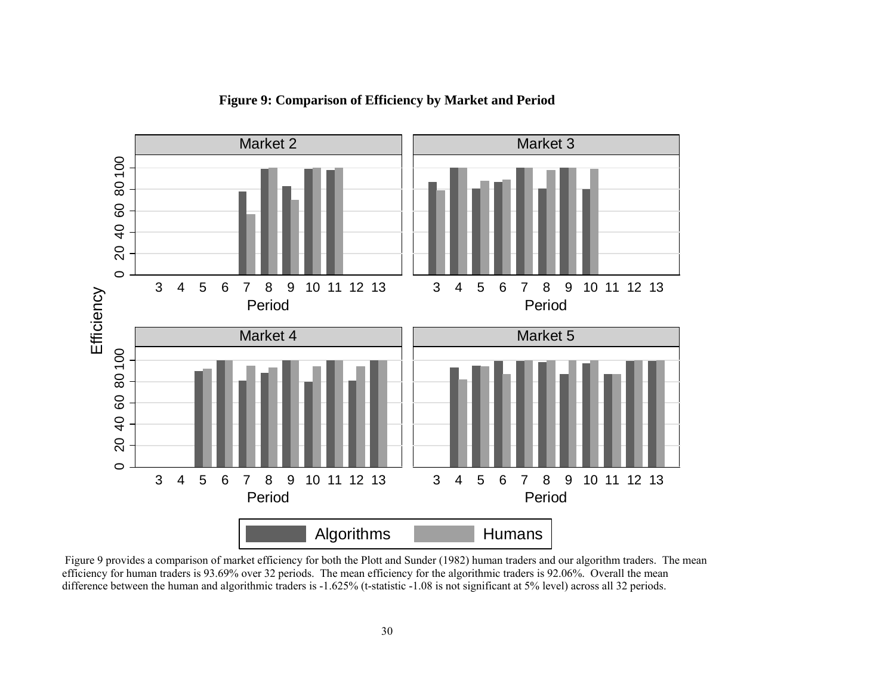**Figure 9: Comparison of Efficiency by Market and Period**

Market 2

Market 3

Market 4

Market 5

Efficiency

0 20 40 60 80 100

3 4 5 6 7 8 9 10 11 12 13

Period

Algorithms Humans

Figure 9 provides a comparison of market efficiency for both the Plott and Sunder (1982) human traders and our algorithm traders. The mean efficiency for human traders is 93.69% over 32 periods. The mean efficiency for the algorithmic traders is 92.06%. Overall the mean difference between the human and algorithmic traders is -1.625% (t-statistic -1.08 is not significant at 5% level) across all 32 periods.